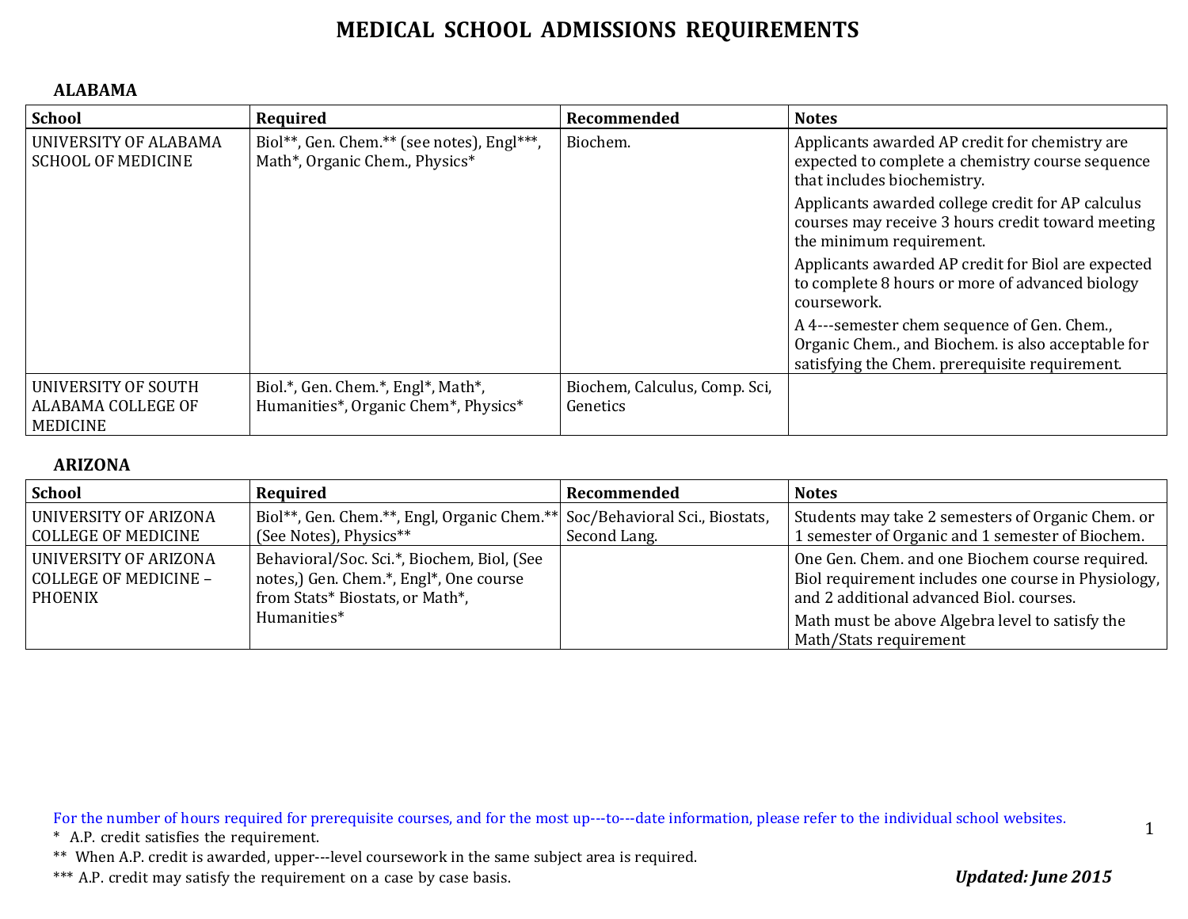# MEDICAL SCHOOL ADMISSIONS REQUIREMENTS

## ALABAMA

| School | Required | Recommended | Notes |
|---|---|---|---|
| UNIVERSITY OF ALABAMA SCHOOL OF MEDICINE | Biol**, Gen. Chem.** (see notes), Engl***, Math*, Organic Chem., Physics* | Biochem. | Applicants awarded AP credit for chemistry are expected to complete a chemistry course sequence that includes biochemistry.<br>Applicants awarded college credit for AP calculus courses may receive 3 hours credit toward meeting the minimum requirement.<br>Applicants awarded AP credit for Biol are expected to complete 8 hours or more of advanced biology coursework.<br>A 4---semester chem sequence of Gen. Chem., Organic Chem., and Biochem. is also acceptable for satisfying the Chem. prerequisite requirement. |
| UNIVERSITY OF SOUTH ALABAMA COLLEGE OF MEDICINE | Biol.*, Gen. Chem.*, Engl*, Math*, Humanities*, Organic Chem*, Physics* | Biochem, Calculus, Comp. Sci, Genetics | |

## ARIZONA

| School | Required | Recommended | Notes |
|---|---|---|---|
| UNIVERSITY OF ARIZONA COLLEGE OF MEDICINE | Biol**, Gen. Chem.**, Engl, Organic Chem.** (See Notes), Physics** | Soc/Behavioral Sci., Biostats, Second Lang. | Students may take 2 semesters of Organic Chem. or 1 semester of Organic and 1 semester of Biochem. |
| UNIVERSITY OF ARIZONA COLLEGE OF MEDICINE – PHOENIX | Behavioral/Soc. Sci.*, Biochem, Biol, (See notes,) Gen. Chem.*, Engl*, One course from Stats* Biostats, or Math*, Humanities* | | One Gen. Chem. and one Biochem course required. Biol requirement includes one course in Physiology, and 2 additional advanced Biol. courses.<br>Math must be above Algebra level to satisfy the Math/Stats requirement |

For the number of hours required for prerequisite courses, and for the most up---to---date information, please refer to the individual school websites.

\* A.P. credit satisfies the requirement.

\*\* When A.P. credit is awarded, upper---level coursework in the same subject area is required.

\*\*\* A.P. credit may satisfy the requirement on a case by case basis.

***Updated: June 2015***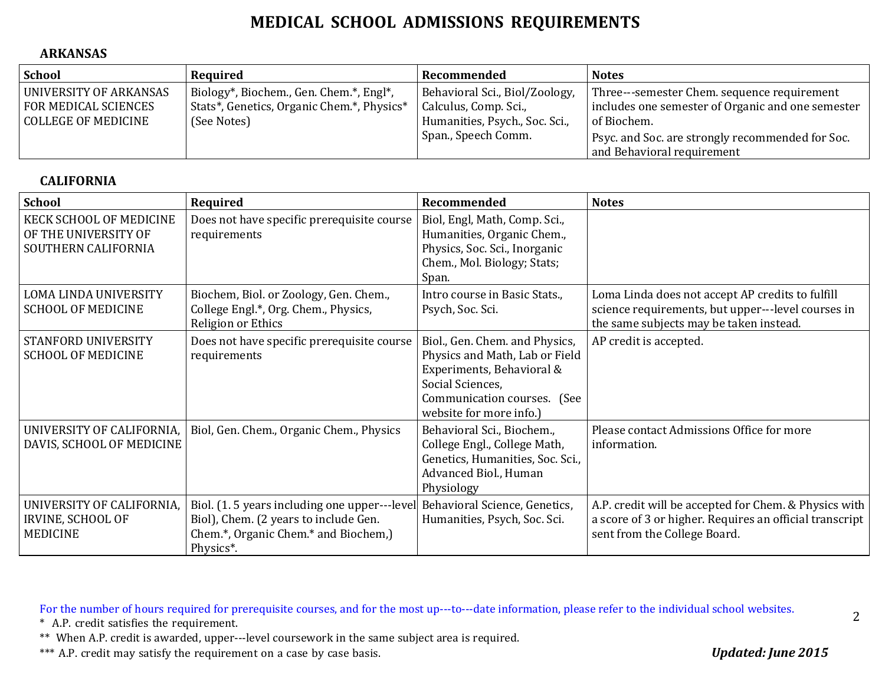# MEDICAL SCHOOL ADMISSIONS REQUIREMENTS

## ARKANSAS

| School | Required | Recommended | Notes |
|---|---|---|---|
| UNIVERSITY OF ARKANSAS FOR MEDICAL SCIENCES COLLEGE OF MEDICINE | Biology*, Biochem., Gen. Chem.*, Engl*, Stats*, Genetics, Organic Chem.*, Physics* (See Notes) | Behavioral Sci., Biol/Zoology, Calculus, Comp. Sci., Humanities, Psych., Soc. Sci., Span., Speech Comm. | Three---semester Chem. sequence requirement includes one semester of Organic and one semester of Biochem. Psyc. and Soc. are strongly recommended for Soc. and Behavioral requirement |

## CALIFORNIA

| School | Required | Recommended | Notes |
|---|---|---|---|
| KECK SCHOOL OF MEDICINE OF THE UNIVERSITY OF SOUTHERN CALIFORNIA | Does not have specific prerequisite course requirements | Biol, Engl, Math, Comp. Sci., Humanities, Organic Chem., Physics, Soc. Sci., Inorganic Chem., Mol. Biology; Stats; Span. | |
| LOMA LINDA UNIVERSITY SCHOOL OF MEDICINE | Biochem, Biol. or Zoology, Gen. Chem., College Engl.*, Org. Chem., Physics, Religion or Ethics | Intro course in Basic Stats., Psych, Soc. Sci. | Loma Linda does not accept AP credits to fulfill science requirements, but upper---level courses in the same subjects may be taken instead. |
| STANFORD UNIVERSITY SCHOOL OF MEDICINE | Does not have specific prerequisite course requirements | Biol., Gen. Chem. and Physics, Physics and Math, Lab or Field Experiments, Behavioral & Social Sciences, Communication courses. (See website for more info.) | AP credit is accepted. |
| UNIVERSITY OF CALIFORNIA, DAVIS, SCHOOL OF MEDICINE | Biol, Gen. Chem., Organic Chem., Physics | Behavioral Sci., Biochem., College Engl., College Math, Genetics, Humanities, Soc. Sci., Advanced Biol., Human Physiology | Please contact Admissions Office for more information. |
| UNIVERSITY OF CALIFORNIA, IRVINE, SCHOOL OF MEDICINE | Biol. (1. 5 years including one upper---level Biol), Chem. (2 years to include Gen. Chem.*, Organic Chem.* and Biochem,) Physics*. | Behavioral Science, Genetics, Humanities, Psych, Soc. Sci. | A.P. credit will be accepted for Chem. & Physics with a score of 3 or higher. Requires an official transcript sent from the College Board. |

For the number of hours required for prerequisite courses, and for the most up---to---date information, please refer to the individual school websites.

\* A.P. credit satisfies the requirement.

\** When A.P. credit is awarded, upper---level coursework in the same subject area is required.

\*** A.P. credit may satisfy the requirement on a case by case basis.

***Updated: June 2015***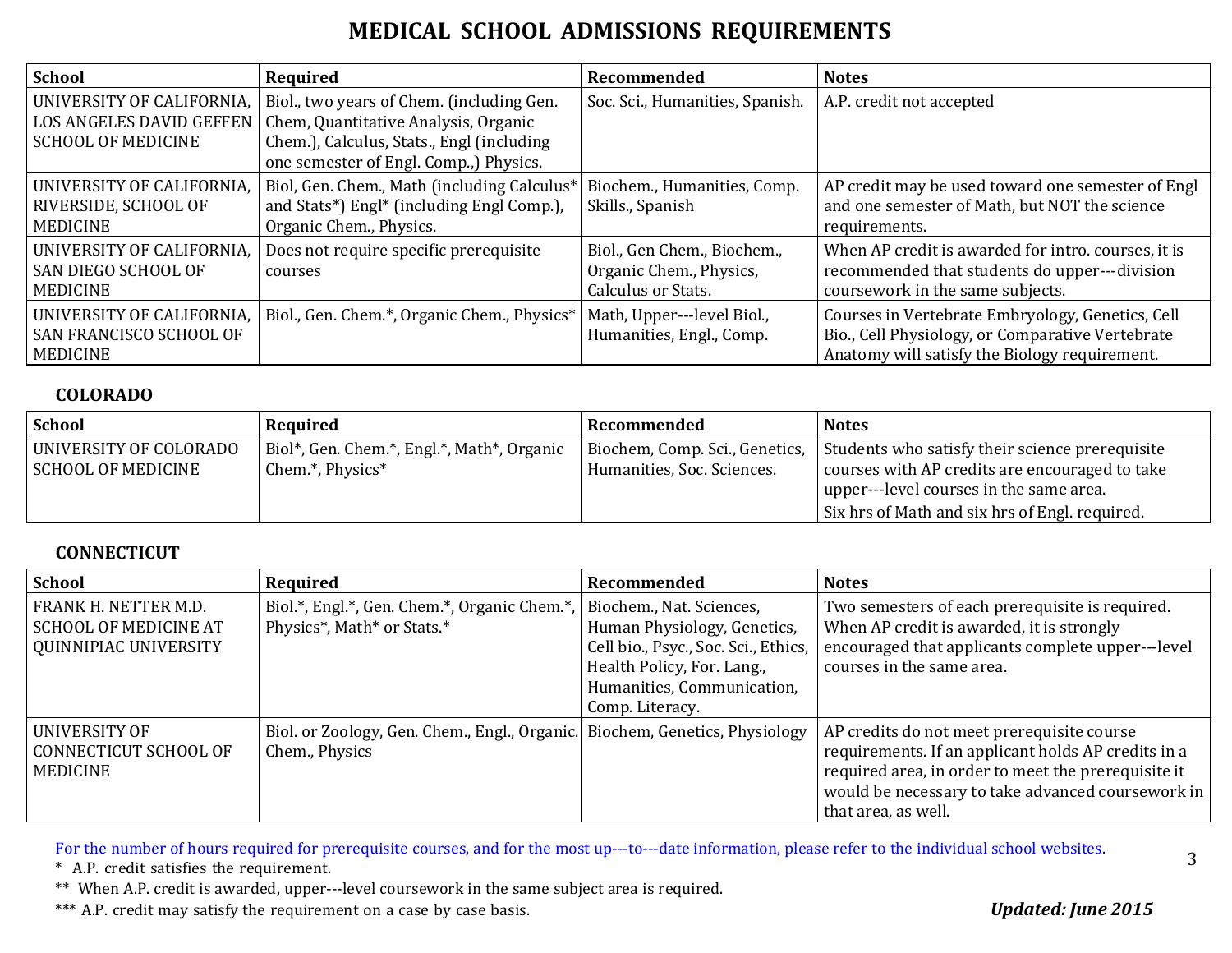# MEDICAL SCHOOL ADMISSIONS REQUIREMENTS

| School | Required | Recommended | Notes |
|---|---|---|---|
| UNIVERSITY OF CALIFORNIA, LOS ANGELES DAVID GEFFEN SCHOOL OF MEDICINE | Biol., two years of Chem. (including Gen. Chem, Quantitative Analysis, Organic Chem.), Calculus, Stats., Engl (including one semester of Engl. Comp.,) Physics. | Soc. Sci., Humanities, Spanish. | A.P. credit not accepted |
| UNIVERSITY OF CALIFORNIA, RIVERSIDE, SCHOOL OF MEDICINE | Biol, Gen. Chem., Math (including Calculus* and Stats*) Engl* (including Engl Comp.), Organic Chem., Physics. | Biochem., Humanities, Comp. Skills., Spanish | AP credit may be used toward one semester of Engl and one semester of Math, but NOT the science requirements. |
| UNIVERSITY OF CALIFORNIA, SAN DIEGO SCHOOL OF MEDICINE | Does not require specific prerequisite courses | Biol., Gen Chem., Biochem., Organic Chem., Physics, Calculus or Stats. | When AP credit is awarded for intro. courses, it is recommended that students do upper---division coursework in the same subjects. |
| UNIVERSITY OF CALIFORNIA, SAN FRANCISCO SCHOOL OF MEDICINE | Biol., Gen. Chem.*, Organic Chem., Physics* | Math, Upper---level Biol., Humanities, Engl., Comp. | Courses in Vertebrate Embryology, Genetics, Cell Bio., Cell Physiology, or Comparative Vertebrate Anatomy will satisfy the Biology requirement. |

## COLORADO

| School | Required | Recommended | Notes |
|---|---|---|---|
| UNIVERSITY OF COLORADO SCHOOL OF MEDICINE | Biol*, Gen. Chem.*, Engl.*, Math*, Organic Chem.*, Physics* | Biochem, Comp. Sci., Genetics, Humanities, Soc. Sciences. | Students who satisfy their science prerequisite courses with AP credits are encouraged to take upper---level courses in the same area. Six hrs of Math and six hrs of Engl. required. |

## CONNECTICUT

| School | Required | Recommended | Notes |
|---|---|---|---|
| FRANK H. NETTER M.D. SCHOOL OF MEDICINE AT QUINNIPIAC UNIVERSITY | Biol.*, Engl.*, Gen. Chem.*, Organic Chem.*, Physics*, Math* or Stats.* | Biochem., Nat. Sciences, Human Physiology, Genetics, Cell bio., Psyc., Soc. Sci., Ethics, Health Policy, For. Lang., Humanities, Communication, Comp. Literacy. | Two semesters of each prerequisite is required. When AP credit is awarded, it is strongly encouraged that applicants complete upper---level courses in the same area. |
| UNIVERSITY OF CONNECTICUT SCHOOL OF MEDICINE | Biol. or Zoology, Gen. Chem., Engl., Organic. Chem., Physics | Biochem, Genetics, Physiology | AP credits do not meet prerequisite course requirements. If an applicant holds AP credits in a required area, in order to meet the prerequisite it would be necessary to take advanced coursework in that area, as well. |

For the number of hours required for prerequisite courses, and for the most up---to---date information, please refer to the individual school websites.

\* A.P. credit satisfies the requirement.

\*\* When A.P. credit is awarded, upper---level coursework in the same subject area is required.

\*\*\* A.P. credit may satisfy the requirement on a case by case basis.

***Updated: June 2015***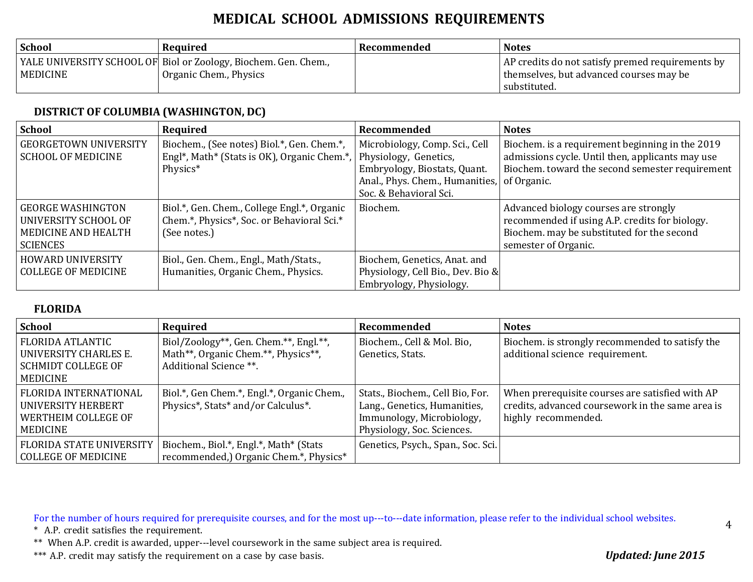# MEDICAL SCHOOL ADMISSIONS REQUIREMENTS

| School | Required | Recommended | Notes |
|---|---|---|---|
| YALE UNIVERSITY SCHOOL OF MEDICINE | Biol or Zoology, Biochem. Gen. Chem., Organic Chem., Physics | | AP credits do not satisfy premed requirements by themselves, but advanced courses may be substituted. |

## DISTRICT OF COLUMBIA (WASHINGTON, DC)

| School | Required | Recommended | Notes |
|---|---|---|---|
| GEORGETOWN UNIVERSITY SCHOOL OF MEDICINE | Biochem., (See notes) Biol.*, Gen. Chem.*, Engl*, Math* (Stats is OK), Organic Chem.*, Physics* | Microbiology, Comp. Sci., Cell Physiology, Genetics, Embryology, Biostats, Quant. Anal., Phys. Chem., Humanities, Soc. & Behavioral Sci. | Biochem. is a requirement beginning in the 2019 admissions cycle. Until then, applicants may use Biochem. toward the second semester requirement of Organic. |
| GEORGE WASHINGTON UNIVERSITY SCHOOL OF MEDICINE AND HEALTH SCIENCES | Biol.*, Gen. Chem., College Engl.*, Organic Chem.*, Physics*, Soc. or Behavioral Sci.* (See notes.) | Biochem. | Advanced biology courses are strongly recommended if using A.P. credits for biology. Biochem. may be substituted for the second semester of Organic. |
| HOWARD UNIVERSITY COLLEGE OF MEDICINE | Biol., Gen. Chem., Engl., Math/Stats., Humanities, Organic Chem., Physics. | Biochem, Genetics, Anat. and Physiology, Cell Bio., Dev. Bio & Embryology, Physiology. | |

## FLORIDA

| School | Required | Recommended | Notes |
|---|---|---|---|
| FLORIDA ATLANTIC UNIVERSITY CHARLES E. SCHMIDT COLLEGE OF MEDICINE | Biol/Zoology**, Gen. Chem.**, Engl.**, Math**, Organic Chem.**, Physics**, Additional Science **. | Biochem., Cell & Mol. Bio, Genetics, Stats. | Biochem. is strongly recommended to satisfy the additional science requirement. |
| FLORIDA INTERNATIONAL UNIVERSITY HERBERT WERTHEIM COLLEGE OF MEDICINE | Biol.*, Gen Chem.*, Engl.*, Organic Chem., Physics*, Stats* and/or Calculus*. | Stats., Biochem., Cell Bio, For. Lang., Genetics, Humanities, Immunology, Microbiology, Physiology, Soc. Sciences. | When prerequisite courses are satisfied with AP credits, advanced coursework in the same area is highly recommended. |
| FLORIDA STATE UNIVERSITY COLLEGE OF MEDICINE | Biochem., Biol.*, Engl.*, Math* (Stats recommended,) Organic Chem.*, Physics* | Genetics, Psych., Span., Soc. Sci. | |

For the number of hours required for prerequisite courses, and for the most up-to-date information, please refer to the individual school websites.

\* A.P. credit satisfies the requirement.

\*\* When A.P. credit is awarded, upper-level coursework in the same subject area is required.

\*\*\* A.P. credit may satisfy the requirement on a case by case basis.

***Updated: June 2015***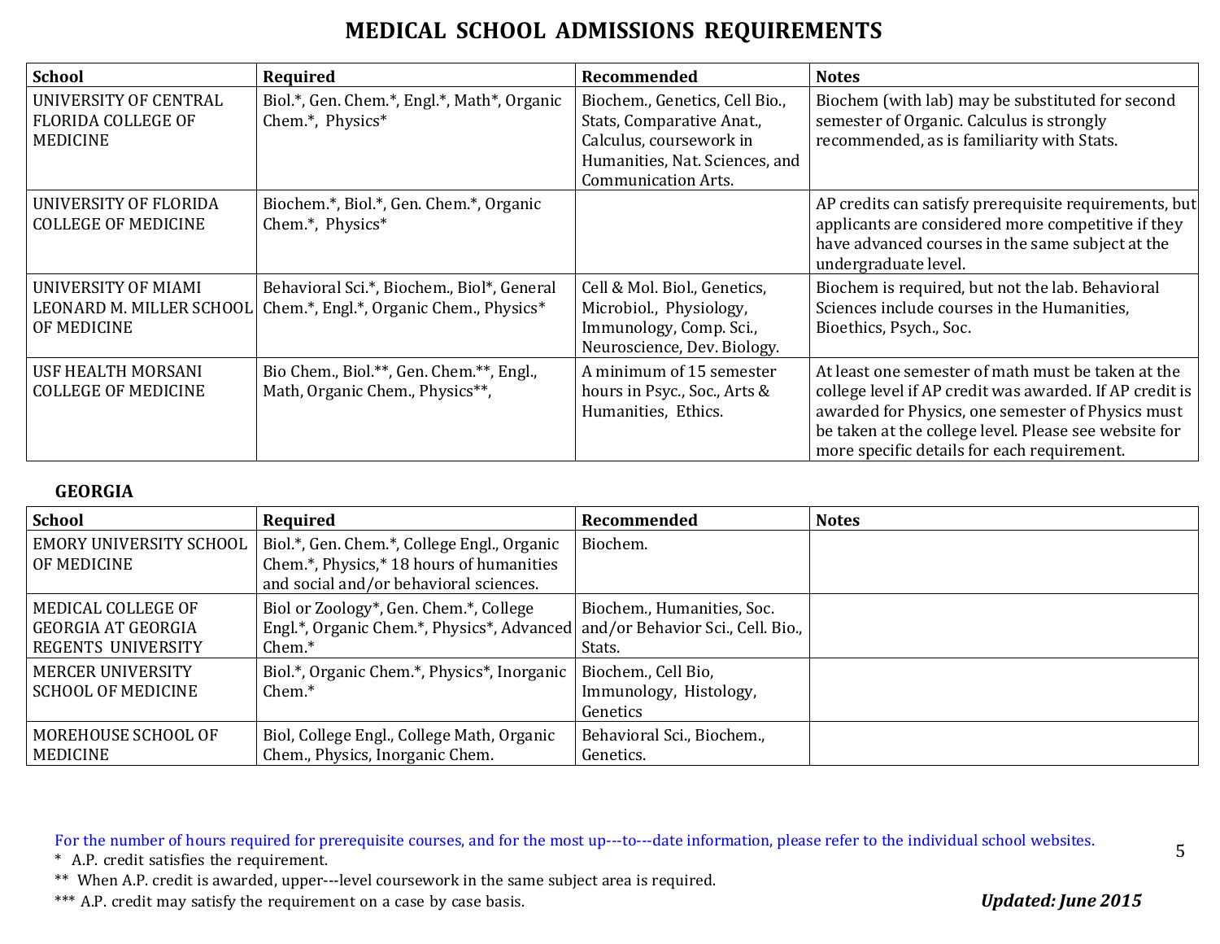# MEDICAL SCHOOL ADMISSIONS REQUIREMENTS

| School | Required | Recommended | Notes |
|---|---|---|---|
| UNIVERSITY OF CENTRAL FLORIDA COLLEGE OF MEDICINE | Biol.*, Gen. Chem.*, Engl.*, Math*, Organic Chem.*, Physics* | Biochem., Genetics, Cell Bio., Stats, Comparative Anat., Calculus, coursework in Humanities, Nat. Sciences, and Communication Arts. | Biochem (with lab) may be substituted for second semester of Organic. Calculus is strongly recommended, as is familiarity with Stats. |
| UNIVERSITY OF FLORIDA COLLEGE OF MEDICINE | Biochem.*, Biol.*, Gen. Chem.*, Organic Chem.*, Physics* | | AP credits can satisfy prerequisite requirements, but applicants are considered more competitive if they have advanced courses in the same subject at the undergraduate level. |
| UNIVERSITY OF MIAMI LEONARD M. MILLER SCHOOL OF MEDICINE | Behavioral Sci.*, Biochem., Biol*, General Chem.*, Engl.*, Organic Chem., Physics* | Cell & Mol. Biol., Genetics, Microbiol., Physiology, Immunology, Comp. Sci., Neuroscience, Dev. Biology. | Biochem is required, but not the lab. Behavioral Sciences include courses in the Humanities, Bioethics, Psych., Soc. |
| USF HEALTH MORSANI COLLEGE OF MEDICINE | Bio Chem., Biol.**, Gen. Chem.**, Engl., Math, Organic Chem., Physics**, | A minimum of 15 semester hours in Psyc., Soc., Arts & Humanities, Ethics. | At least one semester of math must be taken at the college level if AP credit was awarded. If AP credit is awarded for Physics, one semester of Physics must be taken at the college level. Please see website for more specific details for each requirement. |

**GEORGIA**

| School | Required | Recommended | Notes |
|---|---|---|---|
| EMORY UNIVERSITY SCHOOL OF MEDICINE | Biol.*, Gen. Chem.*, College Engl., Organic Chem.*, Physics,* 18 hours of humanities and social and/or behavioral sciences. | Biochem. | |
| MEDICAL COLLEGE OF GEORGIA AT GEORGIA REGENTS UNIVERSITY | Biol or Zoology*, Gen. Chem.*, College Engl.*, Organic Chem.*, Physics*, Advanced Chem.* | Biochem., Humanities, Soc. and/or Behavior Sci., Cell. Bio., Stats. | |
| MERCER UNIVERSITY SCHOOL OF MEDICINE | Biol.*, Organic Chem.*, Physics*, Inorganic Chem.* | Biochem., Cell Bio, Immunology, Histology, Genetics | |
| MOREHOUSE SCHOOL OF MEDICINE | Biol, College Engl., College Math, Organic Chem., Physics, Inorganic Chem. | Behavioral Sci., Biochem., Genetics. | |

For the number of hours required for prerequisite courses, and for the most up---to---date information, please refer to the individual school websites.

\* A.P. credit satisfies the requirement.

** When A.P. credit is awarded, upper---level coursework in the same subject area is required.

*** A.P. credit may satisfy the requirement on a case by case basis.

***Updated: June 2015***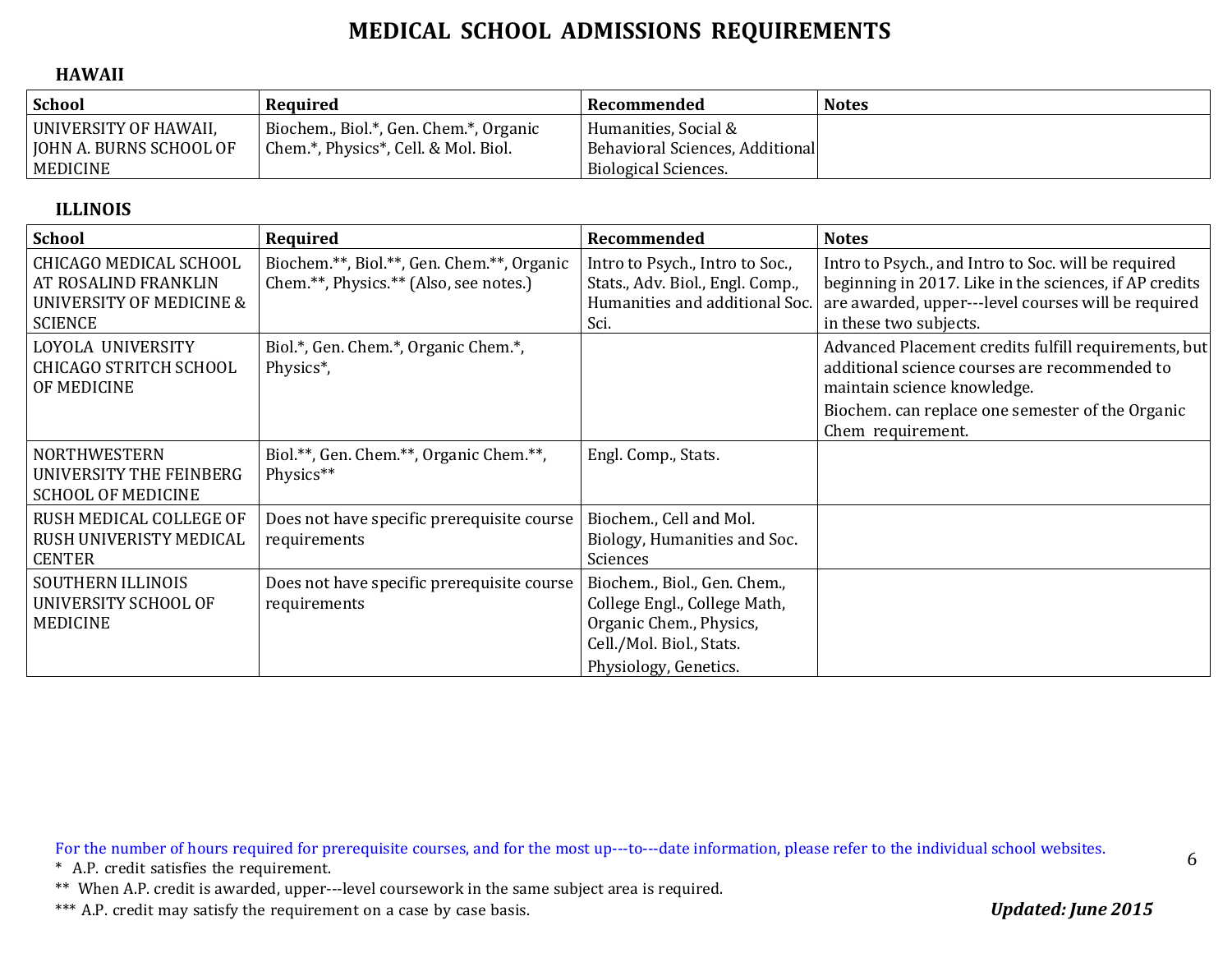# MEDICAL SCHOOL ADMISSIONS REQUIREMENTS

## HAWAII

| School | Required | Recommended | Notes |
|---|---|---|---|
| UNIVERSITY OF HAWAII, JOHN A. BURNS SCHOOL OF MEDICINE | Biochem., Biol.*, Gen. Chem.*, Organic Chem.*, Physics*, Cell. & Mol. Biol. | Humanities, Social & Behavioral Sciences, Additional Biological Sciences. | |

## ILLINOIS

| School | Required | Recommended | Notes |
|---|---|---|---|
| CHICAGO MEDICAL SCHOOL AT ROSALIND FRANKLIN UNIVERSITY OF MEDICINE & SCIENCE | Biochem.**, Biol.**, Gen. Chem.**, Organic Chem.**, Physics.** (Also, see notes.) | Intro to Psych., Intro to Soc., Stats., Adv. Biol., Engl. Comp., Humanities and additional Soc. Sci. | Intro to Psych., and Intro to Soc. will be required beginning in 2017. Like in the sciences, if AP credits are awarded, upper---level courses will be required in these two subjects. |
| LOYOLA UNIVERSITY CHICAGO STRITCH SCHOOL OF MEDICINE | Biol.*, Gen. Chem.*, Organic Chem.*, Physics*, | | Advanced Placement credits fulfill requirements, but additional science courses are recommended to maintain science knowledge. Biochem. can replace one semester of the Organic Chem requirement. |
| NORTHWESTERN UNIVERSITY THE FEINBERG SCHOOL OF MEDICINE | Biol.**, Gen. Chem.**, Organic Chem.**, Physics** | Engl. Comp., Stats. | |
| RUSH MEDICAL COLLEGE OF RUSH UNIVERISTY MEDICAL CENTER | Does not have specific prerequisite course requirements | Biochem., Cell and Mol. Biology, Humanities and Soc. Sciences | |
| SOUTHERN ILLINOIS UNIVERSITY SCHOOL OF MEDICINE | Does not have specific prerequisite course requirements | Biochem., Biol., Gen. Chem., College Engl., College Math, Organic Chem., Physics, Cell./Mol. Biol., Stats. Physiology, Genetics. | |

For the number of hours required for prerequisite courses, and for the most up---to---date information, please refer to the individual school websites.

\* A.P. credit satisfies the requirement.

\** When A.P. credit is awarded, upper---level coursework in the same subject area is required.

\*** A.P. credit may satisfy the requirement on a case by case basis.

***Updated: June 2015***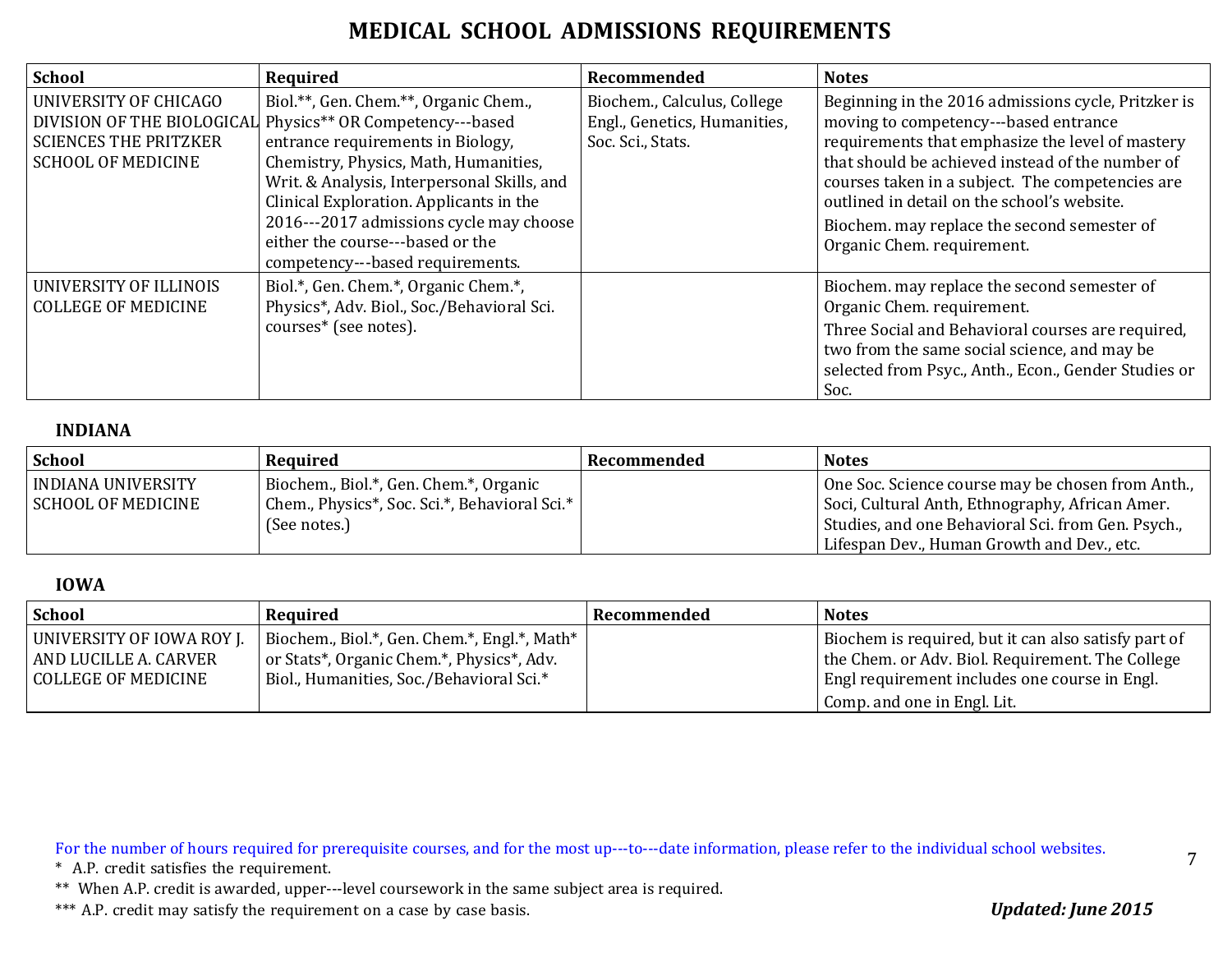# MEDICAL SCHOOL ADMISSIONS REQUIREMENTS

| School | Required | Recommended | Notes |
|---|---|---|---|
| UNIVERSITY OF CHICAGO DIVISION OF THE BIOLOGICAL SCIENCES THE PRITZKER SCHOOL OF MEDICINE | Biol.**, Gen. Chem.**, Organic Chem., Physics** OR Competency---based entrance requirements in Biology, Chemistry, Physics, Math, Humanities, Writ. & Analysis, Interpersonal Skills, and Clinical Exploration. Applicants in the 2016---2017 admissions cycle may choose either the course---based or the competency---based requirements. | Biochem., Calculus, College Engl., Genetics, Humanities, Soc. Sci., Stats. | Beginning in the 2016 admissions cycle, Pritzker is moving to competency---based entrance requirements that emphasize the level of mastery that should be achieved instead of the number of courses taken in a subject. The competencies are outlined in detail on the school's website. Biochem. may replace the second semester of Organic Chem. requirement. |
| UNIVERSITY OF ILLINOIS COLLEGE OF MEDICINE | Biol.*, Gen. Chem.*, Organic Chem.*, Physics*, Adv. Biol., Soc./Behavioral Sci. courses* (see notes). | | Biochem. may replace the second semester of Organic Chem. requirement. Three Social and Behavioral courses are required, two from the same social science, and may be selected from Psyc., Anth., Econ., Gender Studies or Soc. |

### INDIANA

| School | Required | Recommended | Notes |
|---|---|---|---|
| INDIANA UNIVERSITY SCHOOL OF MEDICINE | Biochem., Biol.*, Gen. Chem.*, Organic Chem., Physics*, Soc. Sci.*, Behavioral Sci.* (See notes.) | | One Soc. Science course may be chosen from Anth., Soci, Cultural Anth, Ethnography, African Amer. Studies, and one Behavioral Sci. from Gen. Psych., Lifespan Dev., Human Growth and Dev., etc. |

### IOWA

| School | Required | Recommended | Notes |
|---|---|---|---|
| UNIVERSITY OF IOWA ROY J. AND LUCILLE A. CARVER COLLEGE OF MEDICINE | Biochem., Biol.*, Gen. Chem.*, Engl.*, Math* or Stats*, Organic Chem.*, Physics*, Adv. Biol., Humanities, Soc./Behavioral Sci.* | | Biochem is required, but it can also satisfy part of the Chem. or Adv. Biol. Requirement. The College Engl requirement includes one course in Engl. Comp. and one in Engl. Lit. |

For the number of hours required for prerequisite courses, and for the most up---to---date information, please refer to the individual school websites.

\* A.P. credit satisfies the requirement.

** When A.P. credit is awarded, upper---level coursework in the same subject area is required.

*** A.P. credit may satisfy the requirement on a case by case basis.

***Updated: June 2015***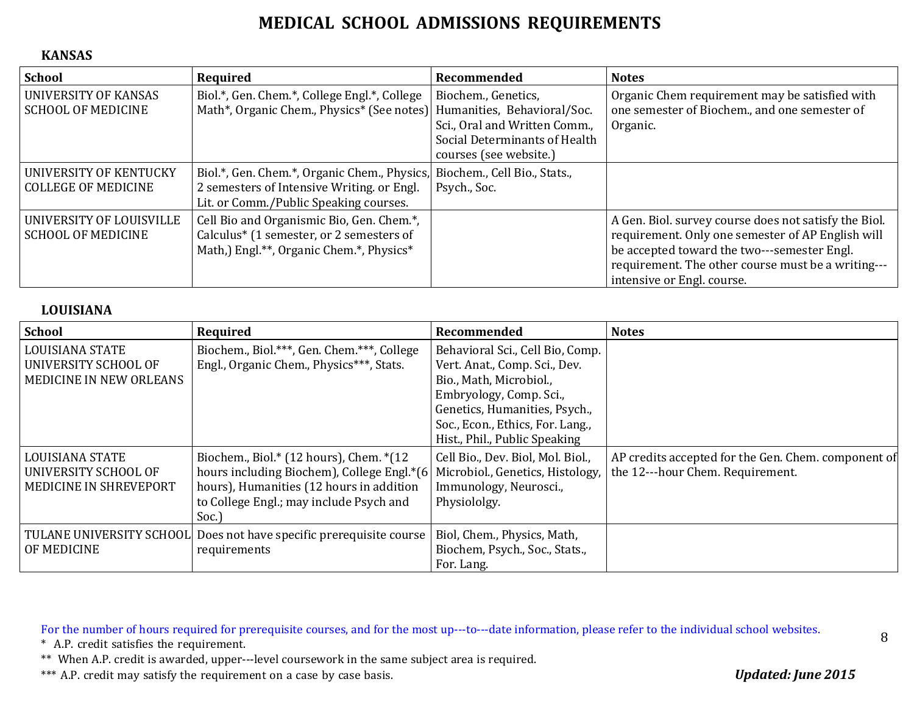# MEDICAL SCHOOL ADMISSIONS REQUIREMENTS

## KANSAS

| School | Required | Recommended | Notes |
|---|---|---|---|
| UNIVERSITY OF KANSAS SCHOOL OF MEDICINE | Biol.*, Gen. Chem.*, College Engl.*, College Math*, Organic Chem., Physics* (See notes) | Biochem., Genetics, Humanities, Behavioral/Soc. Sci., Oral and Written Comm., Social Determinants of Health courses (see website.) | Organic Chem requirement may be satisfied with one semester of Biochem., and one semester of Organic. |
| UNIVERSITY OF KENTUCKY COLLEGE OF MEDICINE | Biol.*, Gen. Chem.*, Organic Chem., Physics, 2 semesters of Intensive Writing. or Engl. Lit. or Comm./Public Speaking courses. | Biochem., Cell Bio., Stats., Psych., Soc. | |
| UNIVERSITY OF LOUISVILLE SCHOOL OF MEDICINE | Cell Bio and Organismic Bio, Gen. Chem.*, Calculus* (1 semester, or 2 semesters of Math,) Engl.**, Organic Chem.*, Physics* | | A Gen. Biol. survey course does not satisfy the Biol. requirement. Only one semester of AP English will be accepted toward the two---semester Engl. requirement. The other course must be a writing---intensive or Engl. course. |

## LOUISIANA

| School | Required | Recommended | Notes |
|---|---|---|---|
| LOUISIANA STATE UNIVERSITY SCHOOL OF MEDICINE IN NEW ORLEANS | Biochem., Biol.***, Gen. Chem.***, College Engl., Organic Chem., Physics***, Stats. | Behavioral Sci., Cell Bio, Comp. Vert. Anat., Comp. Sci., Dev. Bio., Math, Microbiol., Embryology, Comp. Sci., Genetics, Humanities, Psych., Soc., Econ., Ethics, For. Lang., Hist., Phil., Public Speaking | |
| LOUISIANA STATE UNIVERSITY SCHOOL OF MEDICINE IN SHREVEPORT | Biochem., Biol.* (12 hours), Chem. *(12 hours including Biochem), College Engl.*(6 hours), Humanities (12 hours in addition to College Engl.; may include Psych and Soc.) | Cell Bio., Dev. Biol, Mol. Biol., Microbiol., Genetics, Histology, Immunology, Neurosci., Physiololgy. | AP credits accepted for the Gen. Chem. component of the 12---hour Chem. Requirement. |
| TULANE UNIVERSITY SCHOOL OF MEDICINE | Does not have specific prerequisite course requirements | Biol, Chem., Physics, Math, Biochem, Psych., Soc., Stats., For. Lang. | |

For the number of hours required for prerequisite courses, and for the most up---to---date information, please refer to the individual school websites.

\* A.P. credit satisfies the requirement.

\*\* When A.P. credit is awarded, upper---level coursework in the same subject area is required.

\*\*\* A.P. credit may satisfy the requirement on a case by case basis.

***Updated: June 2015***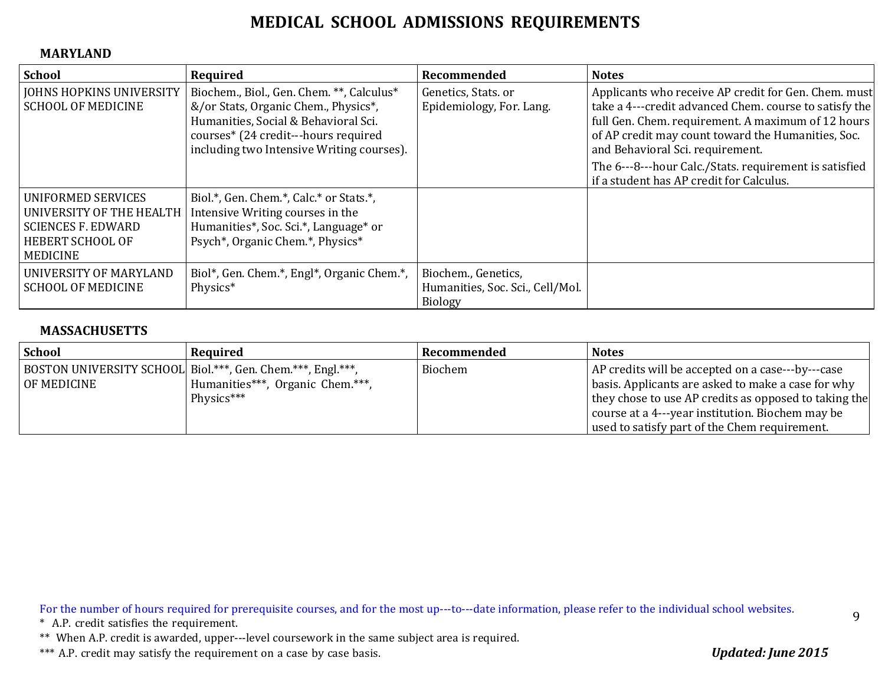# MEDICAL SCHOOL ADMISSIONS REQUIREMENTS

## MARYLAND

| School | Required | Recommended | Notes |
|---|---|---|---|
| JOHNS HOPKINS UNIVERSITY SCHOOL OF MEDICINE | Biochem., Biol., Gen. Chem. **, Calculus* &/or Stats, Organic Chem., Physics*, Humanities, Social & Behavioral Sci. courses* (24 credit---hours required including two Intensive Writing courses). | Genetics, Stats. or Epidemiology, For. Lang. | Applicants who receive AP credit for Gen. Chem. must take a 4---credit advanced Chem. course to satisfy the full Gen. Chem. requirement. A maximum of 12 hours of AP credit may count toward the Humanities, Soc. and Behavioral Sci. requirement. The 6---8---hour Calc./Stats. requirement is satisfied if a student has AP credit for Calculus. |
| UNIFORMED SERVICES UNIVERSITY OF THE HEALTH SCIENCES F. EDWARD HEBERT SCHOOL OF MEDICINE | Biol.*, Gen. Chem.*, Calc.* or Stats.*, Intensive Writing courses in the Humanities*, Soc. Sci.*, Language* or Psych*, Organic Chem.*, Physics* | | |
| UNIVERSITY OF MARYLAND SCHOOL OF MEDICINE | Biol*, Gen. Chem.*, Engl*, Organic Chem.*, Physics* | Biochem., Genetics, Humanities, Soc. Sci., Cell/Mol. Biology | |

## MASSACHUSETTS

| School | Required | Recommended | Notes |
|---|---|---|---|
| BOSTON UNIVERSITY SCHOOL OF MEDICINE | Biol.***, Gen. Chem.***, Engl.***, Humanities***, Organic Chem.***, Physics*** | Biochem | AP credits will be accepted on a case---by---case basis. Applicants are asked to make a case for why they chose to use AP credits as opposed to taking the course at a 4---year institution. Biochem may be used to satisfy part of the Chem requirement. |

For the number of hours required for prerequisite courses, and for the most up---to---date information, please refer to the individual school websites.

\* A.P. credit satisfies the requirement.

** When A.P. credit is awarded, upper---level coursework in the same subject area is required.

*** A.P. credit may satisfy the requirement on a case by case basis.

***Updated: June 2015***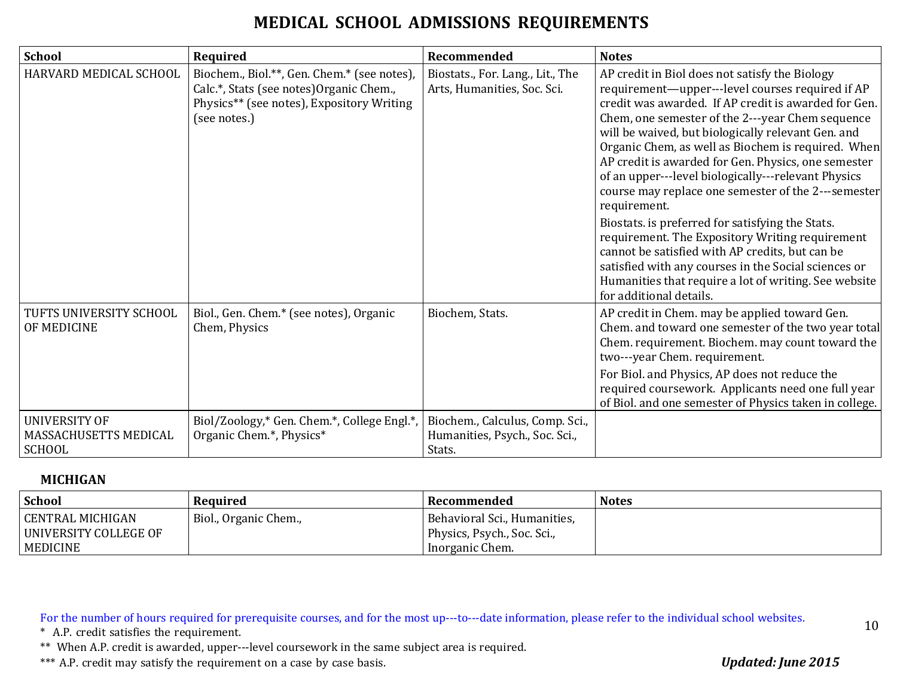# MEDICAL SCHOOL ADMISSIONS REQUIREMENTS

| School | Required | Recommended | Notes |
| --- | --- | --- | --- |
| HARVARD MEDICAL SCHOOL | Biochem., Biol.**, Gen. Chem.* (see notes), Calc.*, Stats (see notes)Organic Chem., Physics** (see notes), Expository Writing (see notes.) | Biostats., For. Lang., Lit., The Arts, Humanities, Soc. Sci. | AP credit in Biol does not satisfy the Biology requirement—upper---level courses required if AP credit was awarded. If AP credit is awarded for Gen. Chem, one semester of the 2---year Chem sequence will be waived, but biologically relevant Gen. and Organic Chem, as well as Biochem is required. When AP credit is awarded for Gen. Physics, one semester of an upper---level biologically---relevant Physics course may replace one semester of the 2---semester requirement. Biostats. is preferred for satisfying the Stats. requirement. The Expository Writing requirement cannot be satisfied with AP credits, but can be satisfied with any courses in the Social sciences or Humanities that require a lot of writing. See website for additional details. |
| TUFTS UNIVERSITY SCHOOL OF MEDICINE | Biol., Gen. Chem.* (see notes), Organic Chem, Physics | Biochem, Stats. | AP credit in Chem. may be applied toward Gen. Chem. and toward one semester of the two year total Chem. requirement. Biochem. may count toward the two---year Chem. requirement. For Biol. and Physics, AP does not reduce the required coursework. Applicants need one full year of Biol. and one semester of Physics taken in college. |
| UNIVERSITY OF MASSACHUSETTS MEDICAL SCHOOL | Biol/Zoology,* Gen. Chem.*, College Engl.*, Organic Chem.*, Physics* | Biochem., Calculus, Comp. Sci., Humanities, Psych., Soc. Sci., Stats. | |

**MICHIGAN**

| School | Required | Recommended | Notes |
| --- | --- | --- | --- |
| CENTRAL MICHIGAN UNIVERSITY COLLEGE OF MEDICINE | Biol., Organic Chem., | Behavioral Sci., Humanities, Physics, Psych., Soc. Sci., Inorganic Chem. | |

For the number of hours required for prerequisite courses, and for the most up---to---date information, please refer to the individual school websites.

\* A.P. credit satisfies the requirement.

\*\* When A.P. credit is awarded, upper---level coursework in the same subject area is required.

\*\*\* A.P. credit may satisfy the requirement on a case by case basis.

***Updated: June 2015***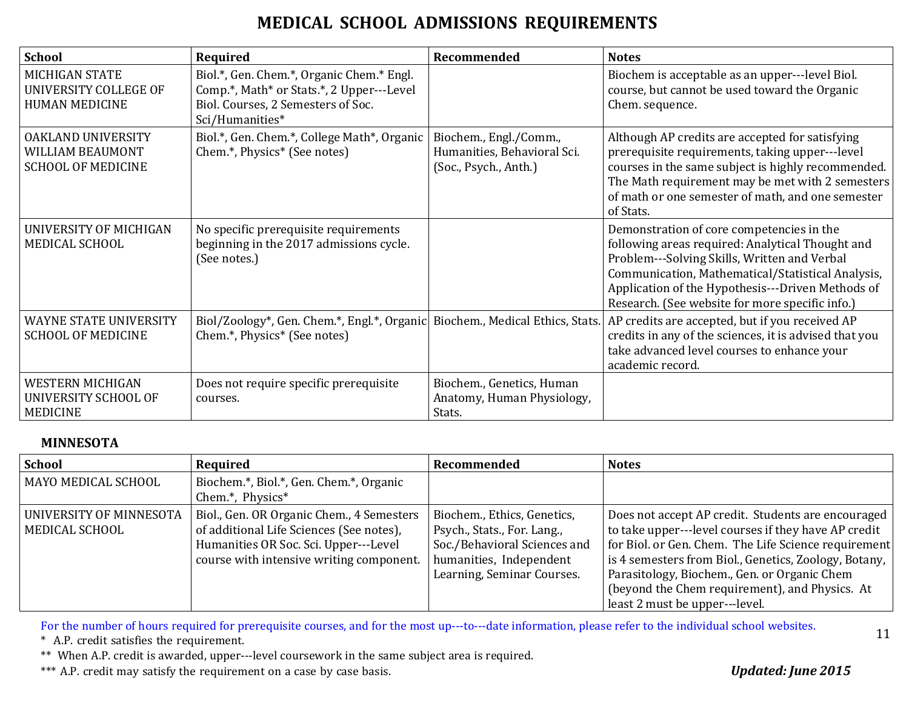# MEDICAL SCHOOL ADMISSIONS REQUIREMENTS

| School | Required | Recommended | Notes |
|---|---|---|---|
| MICHIGAN STATE UNIVERSITY COLLEGE OF HUMAN MEDICINE | Biol.*, Gen. Chem.*, Organic Chem.* Engl. Comp.*, Math* or Stats.*, 2 Upper---Level Biol. Courses, 2 Semesters of Soc. Sci/Humanities* | | Biochem is acceptable as an upper---level Biol. course, but cannot be used toward the Organic Chem. sequence. |
| OAKLAND UNIVERSITY WILLIAM BEAUMONT SCHOOL OF MEDICINE | Biol.*, Gen. Chem.*, College Math*, Organic Chem.*, Physics* (See notes) | Biochem., Engl./Comm., Humanities, Behavioral Sci. (Soc., Psych., Anth.) | Although AP credits are accepted for satisfying prerequisite requirements, taking upper---level courses in the same subject is highly recommended. The Math requirement may be met with 2 semesters of math or one semester of math, and one semester of Stats. |
| UNIVERSITY OF MICHIGAN MEDICAL SCHOOL | No specific prerequisite requirements beginning in the 2017 admissions cycle. (See notes.) | | Demonstration of core competencies in the following areas required: Analytical Thought and Problem---Solving Skills, Written and Verbal Communication, Mathematical/Statistical Analysis, Application of the Hypothesis---Driven Methods of Research. (See website for more specific info.) |
| WAYNE STATE UNIVERSITY SCHOOL OF MEDICINE | Biol/Zoology*, Gen. Chem.*, Engl.*, Organic Chem.*, Physics* (See notes) | Biochem., Medical Ethics, Stats. | AP credits are accepted, but if you received AP credits in any of the sciences, it is advised that you take advanced level courses to enhance your academic record. |
| WESTERN MICHIGAN UNIVERSITY SCHOOL OF MEDICINE | Does not require specific prerequisite courses. | Biochem., Genetics, Human Anatomy, Human Physiology, Stats. | |

**MINNESOTA**

| School | Required | Recommended | Notes |
|---|---|---|---|
| MAYO MEDICAL SCHOOL | Biochem.*, Biol.*, Gen. Chem.*, Organic Chem.*, Physics* | | |
| UNIVERSITY OF MINNESOTA MEDICAL SCHOOL | Biol., Gen. OR Organic Chem., 4 Semesters of additional Life Sciences (See notes), Humanities OR Soc. Sci. Upper---Level course with intensive writing component. | Biochem., Ethics, Genetics, Psych., Stats., For. Lang., Soc./Behavioral Sciences and humanities, Independent Learning, Seminar Courses. | Does not accept AP credit. Students are encouraged to take upper---level courses if they have AP credit for Biol. or Gen. Chem. The Life Science requirement is 4 semesters from Biol., Genetics, Zoology, Botany, Parasitology, Biochem., Gen. or Organic Chem (beyond the Chem requirement), and Physics. At least 2 must be upper---level. |

For the number of hours required for prerequisite courses, and for the most up---to---date information, please refer to the individual school websites.

\* A.P. credit satisfies the requirement.

\*\* When A.P. credit is awarded, upper---level coursework in the same subject area is required.

\*\*\* A.P. credit may satisfy the requirement on a case by case basis.

***Updated: June 2015***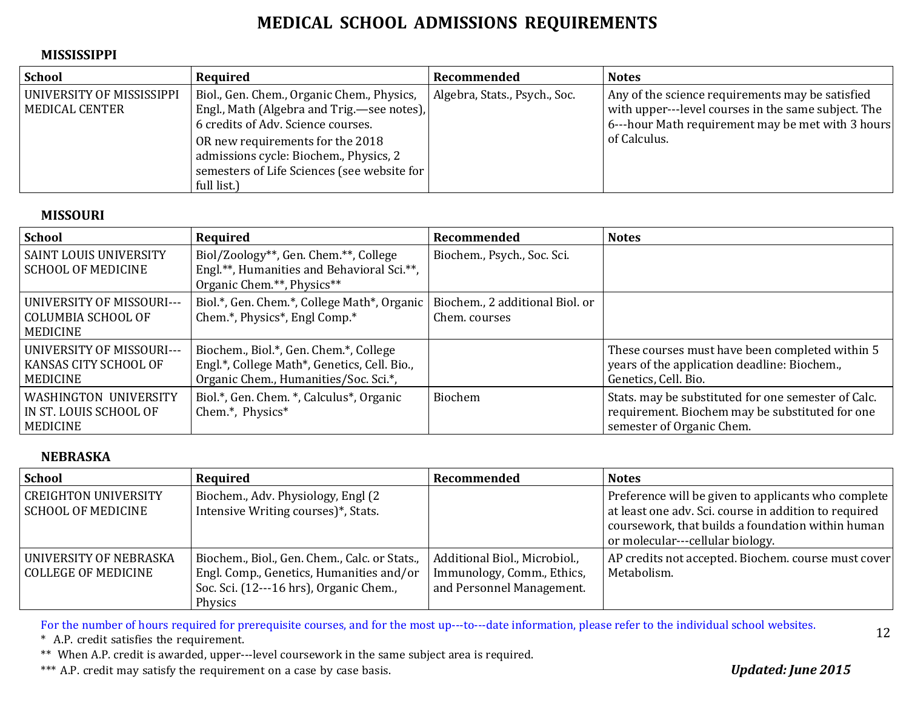# MEDICAL SCHOOL ADMISSIONS REQUIREMENTS

## MISSISSIPPI

| School | Required | Recommended | Notes |
|---|---|---|---|
| UNIVERSITY OF MISSISSIPPI MEDICAL CENTER | Biol., Gen. Chem., Organic Chem., Physics, Engl., Math (Algebra and Trig.—see notes), 6 credits of Adv. Science courses. OR new requirements for the 2018 admissions cycle: Biochem., Physics, 2 semesters of Life Sciences (see website for full list.) | Algebra, Stats., Psych., Soc. | Any of the science requirements may be satisfied with upper---level courses in the same subject. The 6---hour Math requirement may be met with 3 hours of Calculus. |

## MISSOURI

| School | Required | Recommended | Notes |
|---|---|---|---|
| SAINT LOUIS UNIVERSITY SCHOOL OF MEDICINE | Biol/Zoology**, Gen. Chem.**, College Engl.**, Humanities and Behavioral Sci.**, Organic Chem.**, Physics** | Biochem., Psych., Soc. Sci. | |
| UNIVERSITY OF MISSOURI---COLUMBIA SCHOOL OF MEDICINE | Biol.*, Gen. Chem.*, College Math*, Organic Chem.*, Physics*, Engl Comp.* | Biochem., 2 additional Biol. or Chem. courses | |
| UNIVERSITY OF MISSOURI---KANSAS CITY SCHOOL OF MEDICINE | Biochem., Biol.*, Gen. Chem.*, College Engl.*, College Math*, Genetics, Cell. Bio., Organic Chem., Humanities/Soc. Sci.*, | | These courses must have been completed within 5 years of the application deadline: Biochem., Genetics, Cell. Bio. |
| WASHINGTON UNIVERSITY IN ST. LOUIS SCHOOL OF MEDICINE | Biol.*, Gen. Chem. *, Calculus*, Organic Chem.*, Physics* | Biochem | Stats. may be substituted for one semester of Calc. requirement. Biochem may be substituted for one semester of Organic Chem. |

## NEBRASKA

| School | Required | Recommended | Notes |
|---|---|---|---|
| CREIGHTON UNIVERSITY SCHOOL OF MEDICINE | Biochem., Adv. Physiology, Engl (2 Intensive Writing courses)*, Stats. | | Preference will be given to applicants who complete at least one adv. Sci. course in addition to required coursework, that builds a foundation within human or molecular---cellular biology. |
| UNIVERSITY OF NEBRASKA COLLEGE OF MEDICINE | Biochem., Biol., Gen. Chem., Calc. or Stats., Engl. Comp., Genetics, Humanities and/or Soc. Sci. (12---16 hrs), Organic Chem., Physics | Additional Biol., Microbiol., Immunology, Comm., Ethics, and Personnel Management. | AP credits not accepted. Biochem. course must cover Metabolism. |

For the number of hours required for prerequisite courses, and for the most up---to---date information, please refer to the individual school websites.

\* A.P. credit satisfies the requirement.

** When A.P. credit is awarded, upper---level coursework in the same subject area is required.

*** A.P. credit may satisfy the requirement on a case by case basis.

***Updated: June 2015***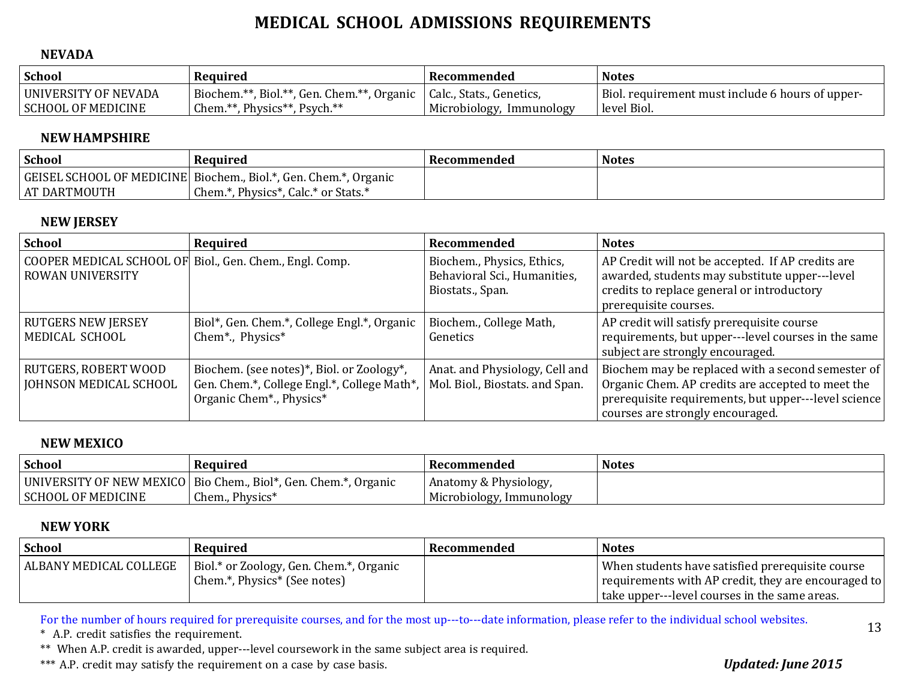# MEDICAL SCHOOL ADMISSIONS REQUIREMENTS

## NEVADA

| School | Required | Recommended | Notes |
|---|---|---|---|
| UNIVERSITY OF NEVADA SCHOOL OF MEDICINE | Biochem.**, Biol.**, Gen. Chem.**, Organic Chem.**, Physics**, Psych.** | Calc., Stats., Genetics, Microbiology, Immunology | Biol. requirement must include 6 hours of upper-level Biol. |

## NEW HAMPSHIRE

| School | Required | Recommended | Notes |
|---|---|---|---|
| GEISEL SCHOOL OF MEDICINE AT DARTMOUTH | Biochem., Biol.*, Gen. Chem.*, Organic Chem.*, Physics*, Calc.* or Stats.* | | |

## NEW JERSEY

| School | Required | Recommended | Notes |
|---|---|---|---|
| COOPER MEDICAL SCHOOL OF ROWAN UNIVERSITY | Biol., Gen. Chem., Engl. Comp. | Biochem., Physics, Ethics, Behavioral Sci., Humanities, Biostats., Span. | AP Credit will not be accepted. If AP credits are awarded, students may substitute upper---level credits to replace general or introductory prerequisite courses. |
| RUTGERS NEW JERSEY MEDICAL SCHOOL | Biol*, Gen. Chem.*, College Engl.*, Organic Chem*., Physics* | Biochem., College Math, Genetics | AP credit will satisfy prerequisite course requirements, but upper---level courses in the same subject are strongly encouraged. |
| RUTGERS, ROBERT WOOD JOHNSON MEDICAL SCHOOL | Biochem. (see notes)*, Biol. or Zoology*, Gen. Chem.*, College Engl.*, College Math*, Organic Chem*., Physics* | Anat. and Physiology, Cell and Mol. Biol., Biostats. and Span. | Biochem may be replaced with a second semester of Organic Chem. AP credits are accepted to meet the prerequisite requirements, but upper---level science courses are strongly encouraged. |

## NEW MEXICO

| School | Required | Recommended | Notes |
|---|---|---|---|
| UNIVERSITY OF NEW MEXICO SCHOOL OF MEDICINE | Bio Chem., Biol*, Gen. Chem.*, Organic Chem., Physics* | Anatomy & Physiology, Microbiology, Immunology | |

## NEW YORK

| School | Required | Recommended | Notes |
|---|---|---|---|
| ALBANY MEDICAL COLLEGE | Biol.* or Zoology, Gen. Chem.*, Organic Chem.*, Physics* (See notes) | | When students have satisfied prerequisite course requirements with AP credit, they are encouraged to take upper---level courses in the same areas. |

For the number of hours required for prerequisite courses, and for the most up---to---date information, please refer to the individual school websites.

\* A.P. credit satisfies the requirement.

** When A.P. credit is awarded, upper---level coursework in the same subject area is required.

*** A.P. credit may satisfy the requirement on a case by case basis.

***Updated: June 2015***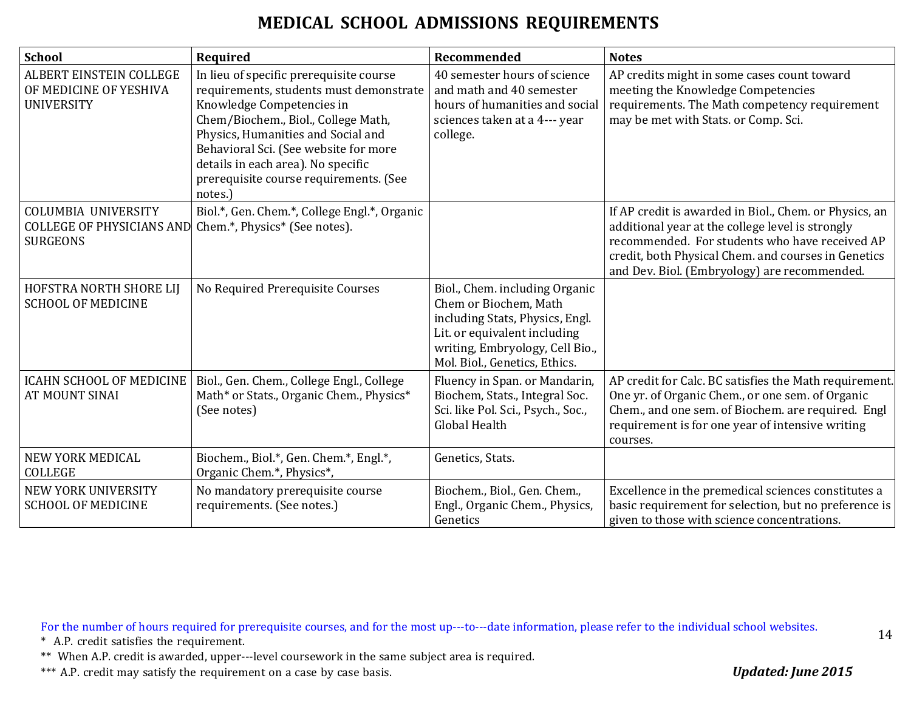# MEDICAL SCHOOL ADMISSIONS REQUIREMENTS

| School | Required | Recommended | Notes |
|---|---|---|---|
| ALBERT EINSTEIN COLLEGE OF MEDICINE OF YESHIVA UNIVERSITY | In lieu of specific prerequisite course requirements, students must demonstrate Knowledge Competencies in Chem/Biochem., Biol., College Math, Physics, Humanities and Social and Behavioral Sci. (See website for more details in each area). No specific prerequisite course requirements. (See notes.) | 40 semester hours of science and math and 40 semester hours of humanities and social sciences taken at a 4--- year college. | AP credits might in some cases count toward meeting the Knowledge Competencies requirements. The Math competency requirement may be met with Stats. or Comp. Sci. |
| COLUMBIA UNIVERSITY COLLEGE OF PHYSICIANS AND SURGEONS | Biol.*, Gen. Chem.*, College Engl.*, Organic Chem.*, Physics* (See notes). | | If AP credit is awarded in Biol., Chem. or Physics, an additional year at the college level is strongly recommended. For students who have received AP credit, both Physical Chem. and courses in Genetics and Dev. Biol. (Embryology) are recommended. |
| HOFSTRA NORTH SHORE LIJ SCHOOL OF MEDICINE | No Required Prerequisite Courses | Biol., Chem. including Organic Chem or Biochem, Math including Stats, Physics, Engl. Lit. or equivalent including writing, Embryology, Cell Bio., Mol. Biol., Genetics, Ethics. | |
| ICAHN SCHOOL OF MEDICINE AT MOUNT SINAI | Biol., Gen. Chem., College Engl., College Math* or Stats., Organic Chem., Physics* (See notes) | Fluency in Span. or Mandarin, Biochem, Stats., Integral Soc. Sci. like Pol. Sci., Psych., Soc., Global Health | AP credit for Calc. BC satisfies the Math requirement. One yr. of Organic Chem., or one sem. of Organic Chem., and one sem. of Biochem. are required. Engl requirement is for one year of intensive writing courses. |
| NEW YORK MEDICAL COLLEGE | Biochem., Biol.*, Gen. Chem.*, Engl.*, Organic Chem.*, Physics*, | Genetics, Stats. | |
| NEW YORK UNIVERSITY SCHOOL OF MEDICINE | No mandatory prerequisite course requirements. (See notes.) | Biochem., Biol., Gen. Chem., Engl., Organic Chem., Physics, Genetics | Excellence in the premedical sciences constitutes a basic requirement for selection, but no preference is given to those with science concentrations. |

For the number of hours required for prerequisite courses, and for the most up---to---date information, please refer to the individual school websites.

\* A.P. credit satisfies the requirement.

\*\* When A.P. credit is awarded, upper---level coursework in the same subject area is required.

\*\*\* A.P. credit may satisfy the requirement on a case by case basis.

***Updated: June 2015***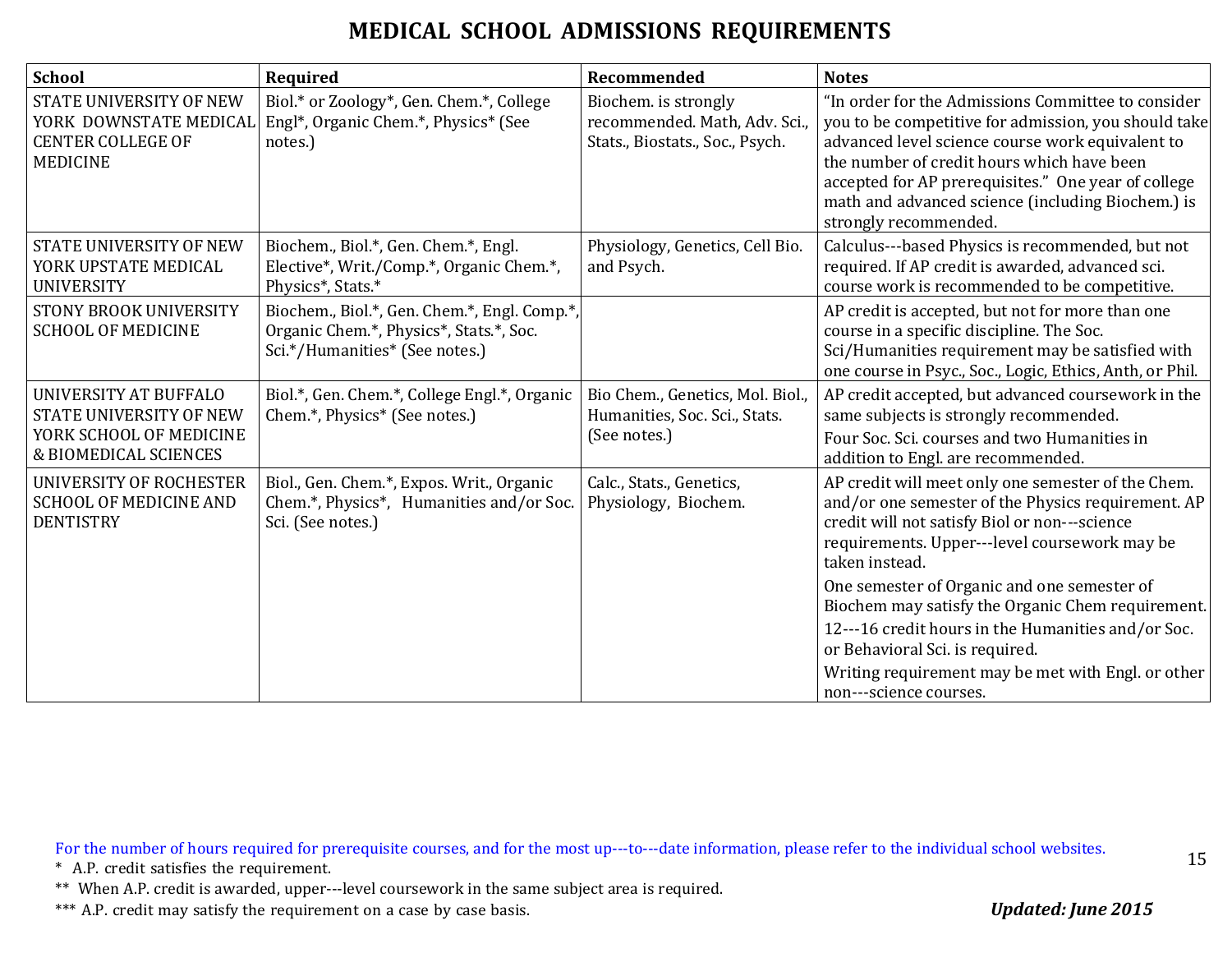# MEDICAL SCHOOL ADMISSIONS REQUIREMENTS

| School | Required | Recommended | Notes |
|---|---|---|---|
| STATE UNIVERSITY OF NEW YORK DOWNSTATE MEDICAL CENTER COLLEGE OF MEDICINE | Biol.* or Zoology*, Gen. Chem.*, College Engl*, Organic Chem.*, Physics* (See notes.) | Biochem. is strongly recommended. Math, Adv. Sci., Stats., Biostats., Soc., Psych. | "In order for the Admissions Committee to consider you to be competitive for admission, you should take advanced level science course work equivalent to the number of credit hours which have been accepted for AP prerequisites." One year of college math and advanced science (including Biochem.) is strongly recommended. |
| STATE UNIVERSITY OF NEW YORK UPSTATE MEDICAL UNIVERSITY | Biochem., Biol.*, Gen. Chem.*, Engl. Elective*, Writ./Comp.*, Organic Chem.*, Physics*, Stats.* | Physiology, Genetics, Cell Bio. and Psych. | Calculus---based Physics is recommended, but not required. If AP credit is awarded, advanced sci. course work is recommended to be competitive. |
| STONY BROOK UNIVERSITY SCHOOL OF MEDICINE | Biochem., Biol.*, Gen. Chem.*, Engl. Comp.*, Organic Chem.*, Physics*, Stats.*, Soc. Sci.*/Humanities* (See notes.) | | AP credit is accepted, but not for more than one course in a specific discipline. The Soc. Sci/Humanities requirement may be satisfied with one course in Psyc., Soc., Logic, Ethics, Anth, or Phil. |
| UNIVERSITY AT BUFFALO STATE UNIVERSITY OF NEW YORK SCHOOL OF MEDICINE & BIOMEDICAL SCIENCES | Biol.*, Gen. Chem.*, College Engl.*, Organic Chem.*, Physics* (See notes.) | Bio Chem., Genetics, Mol. Biol., Humanities, Soc. Sci., Stats. (See notes.) | AP credit accepted, but advanced coursework in the same subjects is strongly recommended. Four Soc. Sci. courses and two Humanities in addition to Engl. are recommended. |
| UNIVERSITY OF ROCHESTER SCHOOL OF MEDICINE AND DENTISTRY | Biol., Gen. Chem.*, Expos. Writ., Organic Chem.*, Physics*, Humanities and/or Soc. Sci. (See notes.) | Calc., Stats., Genetics, Physiology, Biochem. | AP credit will meet only one semester of the Chem. and/or one semester of the Physics requirement. AP credit will not satisfy Biol or non---science requirements. Upper---level coursework may be taken instead. One semester of Organic and one semester of Biochem may satisfy the Organic Chem requirement. 12---16 credit hours in the Humanities and/or Soc. or Behavioral Sci. is required. Writing requirement may be met with Engl. or other non---science courses. |

For the number of hours required for prerequisite courses, and for the most up---to---date information, please refer to the individual school websites.

\* A.P. credit satisfies the requirement.

\*\* When A.P. credit is awarded, upper---level coursework in the same subject area is required.

\*\*\* A.P. credit may satisfy the requirement on a case by case basis.

***Updated: June 2015***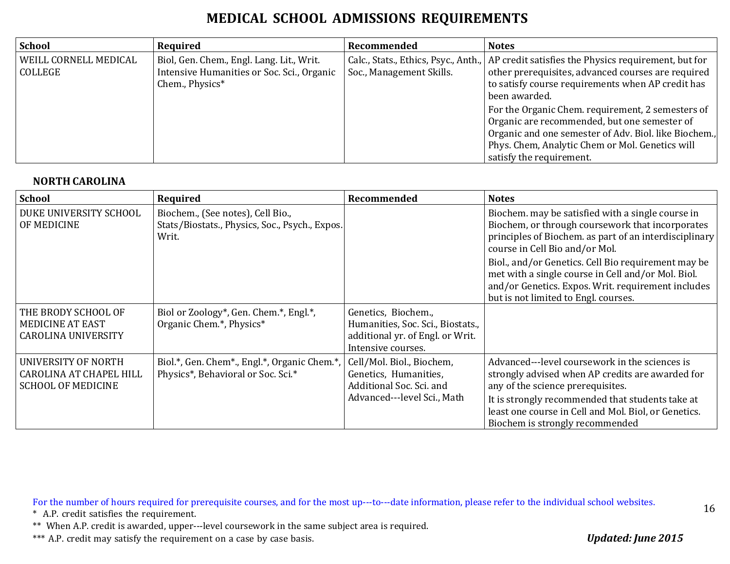# MEDICAL SCHOOL ADMISSIONS REQUIREMENTS

| School | Required | Recommended | Notes |
|---|---|---|---|
| WEILL CORNELL MEDICAL COLLEGE | Biol, Gen. Chem., Engl. Lang. Lit., Writ. Intensive Humanities or Soc. Sci., Organic Chem., Physics* | Calc., Stats., Ethics, Psyc., Anth., Soc., Management Skills. | AP credit satisfies the Physics requirement, but for other prerequisites, advanced courses are required to satisfy course requirements when AP credit has been awarded. For the Organic Chem. requirement, 2 semesters of Organic are recommended, but one semester of Organic and one semester of Adv. Biol. like Biochem., Phys. Chem, Analytic Chem or Mol. Genetics will satisfy the requirement. |

## NORTH CAROLINA

| School | Required | Recommended | Notes |
|---|---|---|---|
| DUKE UNIVERSITY SCHOOL OF MEDICINE | Biochem., (See notes), Cell Bio., Stats/Biostats., Physics, Soc., Psych., Expos. Writ. | | Biochem. may be satisfied with a single course in Biochem, or through coursework that incorporates principles of Biochem. as part of an interdisciplinary course in Cell Bio and/or Mol. Biol., and/or Genetics. Cell Bio requirement may be met with a single course in Cell and/or Mol. Biol. and/or Genetics. Expos. Writ. requirement includes but is not limited to Engl. courses. |
| THE BRODY SCHOOL OF MEDICINE AT EAST CAROLINA UNIVERSITY | Biol or Zoology*, Gen. Chem.*, Engl.*, Organic Chem.*, Physics* | Genetics, Biochem., Humanities, Soc. Sci., Biostats., additional yr. of Engl. or Writ. Intensive courses. | |
| UNIVERSITY OF NORTH CAROLINA AT CHAPEL HILL SCHOOL OF MEDICINE | Biol.*, Gen. Chem*., Engl.*, Organic Chem.*, Physics*, Behavioral or Soc. Sci.* | Cell/Mol. Biol., Biochem, Genetics, Humanities, Additional Soc. Sci. and Advanced---level Sci., Math | Advanced---level coursework in the sciences is strongly advised when AP credits are awarded for any of the science prerequisites. It is strongly recommended that students take at least one course in Cell and Mol. Biol, or Genetics. Biochem is strongly recommended |

For the number of hours required for prerequisite courses, and for the most up---to---date information, please refer to the individual school websites.

\* A.P. credit satisfies the requirement.

\*\* When A.P. credit is awarded, upper---level coursework in the same subject area is required.

\*\*\* A.P. credit may satisfy the requirement on a case by case basis.

***Updated: June 2015***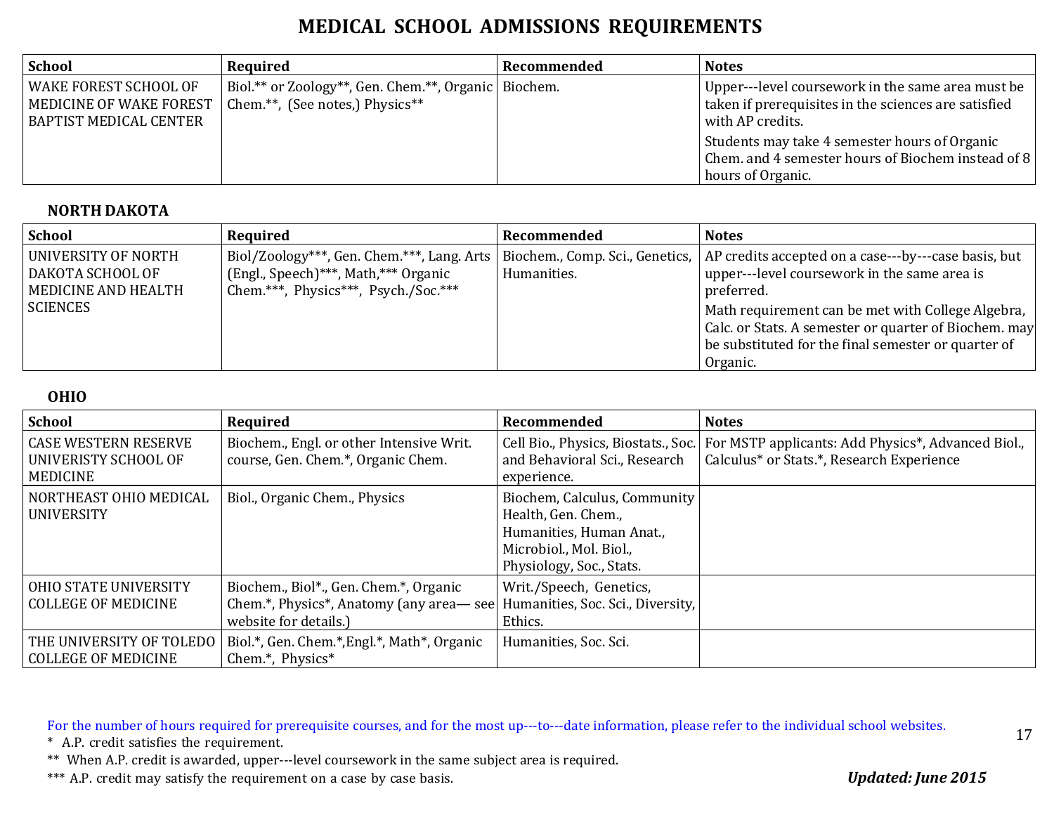# MEDICAL SCHOOL ADMISSIONS REQUIREMENTS

| School | Required | Recommended | Notes |
|---|---|---|---|
| WAKE FOREST SCHOOL OF MEDICINE OF WAKE FOREST BAPTIST MEDICAL CENTER | Biol.** or Zoology**, Gen. Chem.**, Organic Chem.**, (See notes,) Physics** | Biochem. | Upper---level coursework in the same area must be taken if prerequisites in the sciences are satisfied with AP credits. Students may take 4 semester hours of Organic Chem. and 4 semester hours of Biochem instead of 8 hours of Organic. |

### NORTH DAKOTA

| School | Required | Recommended | Notes |
|---|---|---|---|
| UNIVERSITY OF NORTH DAKOTA SCHOOL OF MEDICINE AND HEALTH SCIENCES | Biol/Zoology***, Gen. Chem.***, Lang. Arts (Engl., Speech)***, Math,*** Organic Chem.***, Physics***, Psych./Soc.*** | Biochem., Comp. Sci., Genetics, Humanities. | AP credits accepted on a case---by---case basis, but upper---level coursework in the same area is preferred. Math requirement can be met with College Algebra, Calc. or Stats. A semester or quarter of Biochem. may be substituted for the final semester or quarter of Organic. |

### OHIO

| School | Required | Recommended | Notes |
|---|---|---|---|
| CASE WESTERN RESERVE UNIVERISTY SCHOOL OF MEDICINE | Biochem., Engl. or other Intensive Writ. course, Gen. Chem.*, Organic Chem. | Cell Bio., Physics, Biostats., Soc. and Behavioral Sci., Research experience. | For MSTP applicants: Add Physics*, Advanced Biol., Calculus* or Stats.*, Research Experience |
| NORTHEAST OHIO MEDICAL UNIVERSITY | Biol., Organic Chem., Physics | Biochem, Calculus, Community Health, Gen. Chem., Humanities, Human Anat., Microbiol., Mol. Biol., Physiology, Soc., Stats. | |
| OHIO STATE UNIVERSITY COLLEGE OF MEDICINE | Biochem., Biol*., Gen. Chem.*, Organic Chem.*, Physics*, Anatomy (any area— see website for details.) | Writ./Speech, Genetics, Humanities, Soc. Sci., Diversity, Ethics. | |
| THE UNIVERSITY OF TOLEDO COLLEGE OF MEDICINE | Biol.*, Gen. Chem.*,Engl.*, Math*, Organic Chem.*, Physics* | Humanities, Soc. Sci. | |

For the number of hours required for prerequisite courses, and for the most up---to---date information, please refer to the individual school websites.

\* A.P. credit satisfies the requirement.

** When A.P. credit is awarded, upper---level coursework in the same subject area is required.

*** A.P. credit may satisfy the requirement on a case by case basis.

***Updated: June 2015***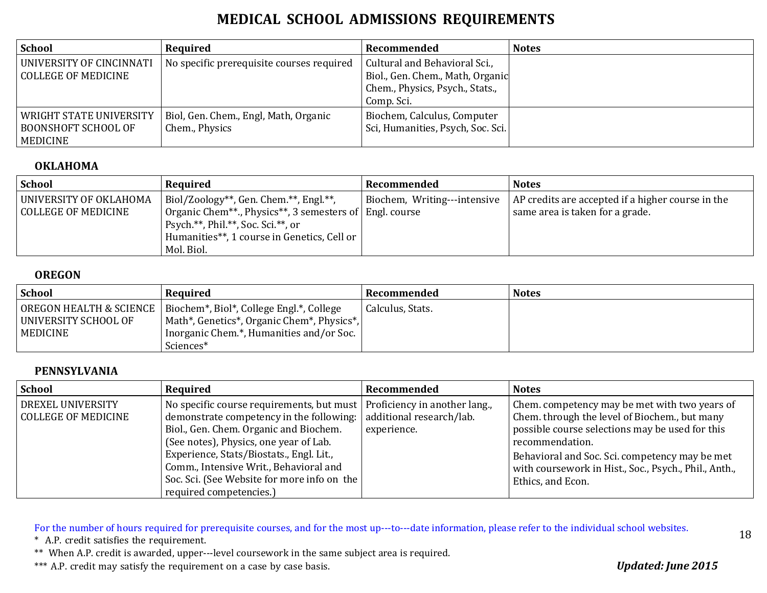# MEDICAL SCHOOL ADMISSIONS REQUIREMENTS

| School | Required | Recommended | Notes |
|---|---|---|---|
| UNIVERSITY OF CINCINNATI COLLEGE OF MEDICINE | No specific prerequisite courses required | Cultural and Behavioral Sci., Biol., Gen. Chem., Math, Organic Chem., Physics, Psych., Stats., Comp. Sci. | |
| WRIGHT STATE UNIVERSITY BOONSHOFT SCHOOL OF MEDICINE | Biol, Gen. Chem., Engl, Math, Organic Chem., Physics | Biochem, Calculus, Computer Sci, Humanities, Psych, Soc. Sci. | |

### OKLAHOMA

| School | Required | Recommended | Notes |
|---|---|---|---|
| UNIVERSITY OF OKLAHOMA COLLEGE OF MEDICINE | Biol/Zoology**, Gen. Chem.**, Engl.**, Organic Chem**., Physics**, 3 semesters of Psych.**, Phil.**, Soc. Sci.**, or Humanities**, 1 course in Genetics, Cell or Mol. Biol. | Biochem, Writing---intensive Engl. course | AP credits are accepted if a higher course in the same area is taken for a grade. |

### OREGON

| School | Required | Recommended | Notes |
|---|---|---|---|
| OREGON HEALTH & SCIENCE UNIVERSITY SCHOOL OF MEDICINE | Biochem*, Biol*, College Engl.*, College Math*, Genetics*, Organic Chem*, Physics*, Inorganic Chem.*, Humanities and/or Soc. Sciences* | Calculus, Stats. | |

### PENNSYLVANIA

| School | Required | Recommended | Notes |
|---|---|---|---|
| DREXEL UNIVERSITY COLLEGE OF MEDICINE | No specific course requirements, but must demonstrate competency in the following: Biol., Gen. Chem. Organic and Biochem. (See notes), Physics, one year of Lab. Experience, Stats/Biostats., Engl. Lit., Comm., Intensive Writ., Behavioral and Soc. Sci. (See Website for more info on the required competencies.) | Proficiency in another lang., additional research/lab. experience. | Chem. competency may be met with two years of Chem. through the level of Biochem., but many possible course selections may be used for this recommendation. Behavioral and Soc. Sci. competency may be met with coursework in Hist., Soc., Psych., Phil., Anth., Ethics, and Econ. |

For the number of hours required for prerequisite courses, and for the most up---to---date information, please refer to the individual school websites.

\* A.P. credit satisfies the requirement.

** When A.P. credit is awarded, upper---level coursework in the same subject area is required.

*** A.P. credit may satisfy the requirement on a case by case basis.

***Updated: June 2015***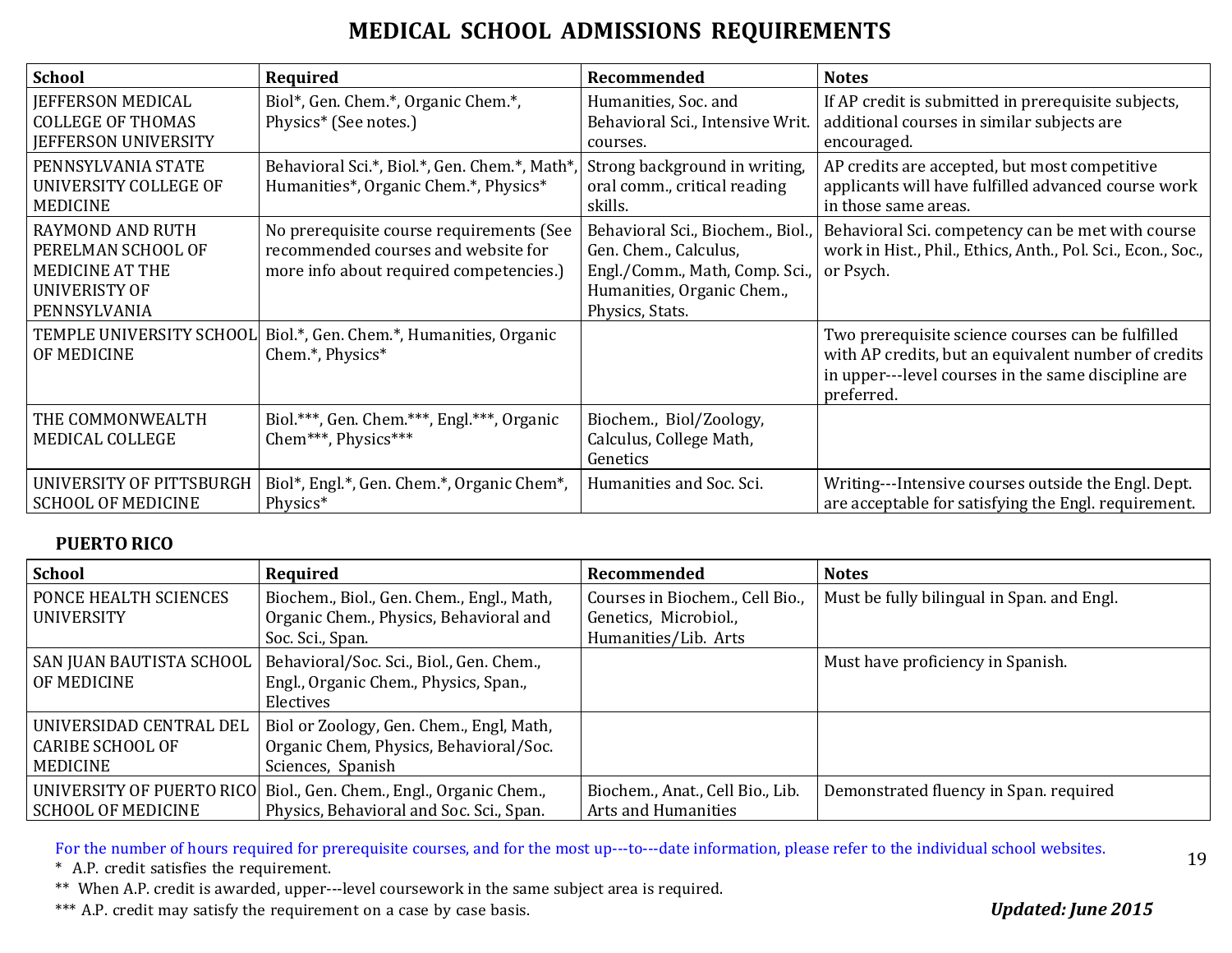# MEDICAL SCHOOL ADMISSIONS REQUIREMENTS

| School | Required | Recommended | Notes |
|---|---|---|---|
| JEFFERSON MEDICAL COLLEGE OF THOMAS JEFFERSON UNIVERSITY | Biol*, Gen. Chem.*, Organic Chem.*, Physics* (See notes.) | Humanities, Soc. and Behavioral Sci., Intensive Writ. courses. | If AP credit is submitted in prerequisite subjects, additional courses in similar subjects are encouraged. |
| PENNSYLVANIA STATE UNIVERSITY COLLEGE OF MEDICINE | Behavioral Sci.*, Biol.*, Gen. Chem.*, Math*, Humanities*, Organic Chem.*, Physics* | Strong background in writing, oral comm., critical reading skills. | AP credits are accepted, but most competitive applicants will have fulfilled advanced course work in those same areas. |
| RAYMOND AND RUTH PERELMAN SCHOOL OF MEDICINE AT THE UNIVERISTY OF PENNSYLVANIA | No prerequisite course requirements (See recommended courses and website for more info about required competencies.) | Behavioral Sci., Biochem., Biol., Gen. Chem., Calculus, Engl./Comm., Math, Comp. Sci., Humanities, Organic Chem., Physics, Stats. | Behavioral Sci. competency can be met with course work in Hist., Phil., Ethics, Anth., Pol. Sci., Econ., Soc., or Psych. |
| TEMPLE UNIVERSITY SCHOOL OF MEDICINE | Biol.*, Gen. Chem.*, Humanities, Organic Chem.*, Physics* | | Two prerequisite science courses can be fulfilled with AP credits, but an equivalent number of credits in upper---level courses in the same discipline are preferred. |
| THE COMMONWEALTH MEDICAL COLLEGE | Biol.***, Gen. Chem.***, Engl.***, Organic Chem***, Physics*** | Biochem., Biol/Zoology, Calculus, College Math, Genetics | |
| UNIVERSITY OF PITTSBURGH SCHOOL OF MEDICINE | Biol*, Engl.*, Gen. Chem.*, Organic Chem*, Physics* | Humanities and Soc. Sci. | Writing---Intensive courses outside the Engl. Dept. are acceptable for satisfying the Engl. requirement. |

**PUERTO RICO**

| School | Required | Recommended | Notes |
|---|---|---|---|
| PONCE HEALTH SCIENCES UNIVERSITY | Biochem., Biol., Gen. Chem., Engl., Math, Organic Chem., Physics, Behavioral and Soc. Sci., Span. | Courses in Biochem., Cell Bio., Genetics, Microbiol., Humanities/Lib. Arts | Must be fully bilingual in Span. and Engl. |
| SAN JUAN BAUTISTA SCHOOL OF MEDICINE | Behavioral/Soc. Sci., Biol., Gen. Chem., Engl., Organic Chem., Physics, Span., Electives | | Must have proficiency in Spanish. |
| UNIVERSIDAD CENTRAL DEL CARIBE SCHOOL OF MEDICINE | Biol or Zoology, Gen. Chem., Engl, Math, Organic Chem, Physics, Behavioral/Soc. Sciences, Spanish | | |
| UNIVERSITY OF PUERTO RICO SCHOOL OF MEDICINE | Biol., Gen. Chem., Engl., Organic Chem., Physics, Behavioral and Soc. Sci., Span. | Biochem., Anat., Cell Bio., Lib. Arts and Humanities | Demonstrated fluency in Span. required |

For the number of hours required for prerequisite courses, and for the most up---to---date information, please refer to the individual school websites.

\* A.P. credit satisfies the requirement.

\*\* When A.P. credit is awarded, upper---level coursework in the same subject area is required.

\*\*\* A.P. credit may satisfy the requirement on a case by case basis.

***Updated: June 2015***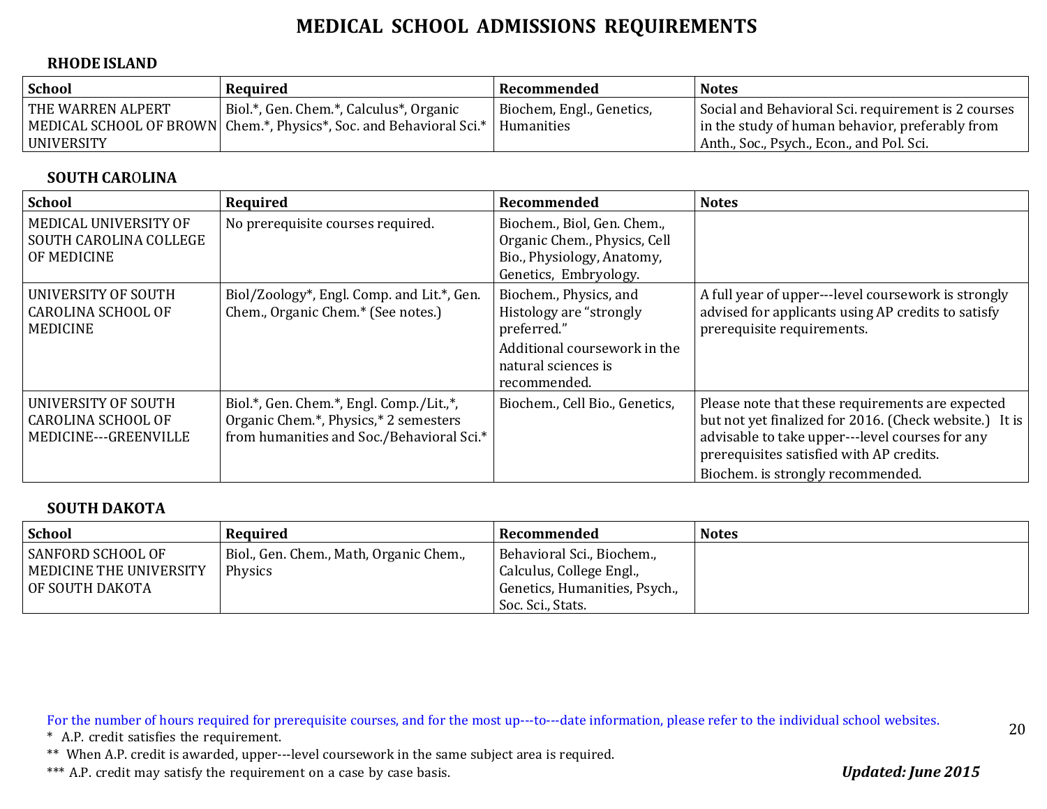# MEDICAL SCHOOL ADMISSIONS REQUIREMENTS

## RHODE ISLAND

| School | Required | Recommended | Notes |
|---|---|---|---|
| THE WARREN ALPERT MEDICAL SCHOOL OF BROWN UNIVERSITY | Biol.*, Gen. Chem.*, Calculus*, Organic Chem.*, Physics*, Soc. and Behavioral Sci.* | Biochem, Engl., Genetics, Humanities | Social and Behavioral Sci. requirement is 2 courses in the study of human behavior, preferably from Anth., Soc., Psych., Econ., and Pol. Sci. |

## SOUTH CAROLINA

| School | Required | Recommended | Notes |
|---|---|---|---|
| MEDICAL UNIVERSITY OF SOUTH CAROLINA COLLEGE OF MEDICINE | No prerequisite courses required. | Biochem., Biol, Gen. Chem., Organic Chem., Physics, Cell Bio., Physiology, Anatomy, Genetics, Embryology. | |
| UNIVERSITY OF SOUTH CAROLINA SCHOOL OF MEDICINE | Biol/Zoology*, Engl. Comp. and Lit.*, Gen. Chem., Organic Chem.* (See notes.) | Biochem., Physics, and Histology are "strongly preferred." Additional coursework in the natural sciences is recommended. | A full year of upper---level coursework is strongly advised for applicants using AP credits to satisfy prerequisite requirements. |
| UNIVERSITY OF SOUTH CAROLINA SCHOOL OF MEDICINE---GREENVILLE | Biol.*, Gen. Chem.*, Engl. Comp./Lit.,*, Organic Chem.*, Physics,* 2 semesters from humanities and Soc./Behavioral Sci.* | Biochem., Cell Bio., Genetics, | Please note that these requirements are expected but not yet finalized for 2016. (Check website.) It is advisable to take upper---level courses for any prerequisites satisfied with AP credits. Biochem. is strongly recommended. |

## SOUTH DAKOTA

| School | Required | Recommended | Notes |
|---|---|---|---|
| SANFORD SCHOOL OF MEDICINE THE UNIVERSITY OF SOUTH DAKOTA | Biol., Gen. Chem., Math, Organic Chem., Physics | Behavioral Sci., Biochem., Calculus, College Engl., Genetics, Humanities, Psych., Soc. Sci., Stats. | |

For the number of hours required for prerequisite courses, and for the most up---to---date information, please refer to the individual school websites.

\* A.P. credit satisfies the requirement.

\*\* When A.P. credit is awarded, upper---level coursework in the same subject area is required.

\*\*\* A.P. credit may satisfy the requirement on a case by case basis.

***Updated: June 2015***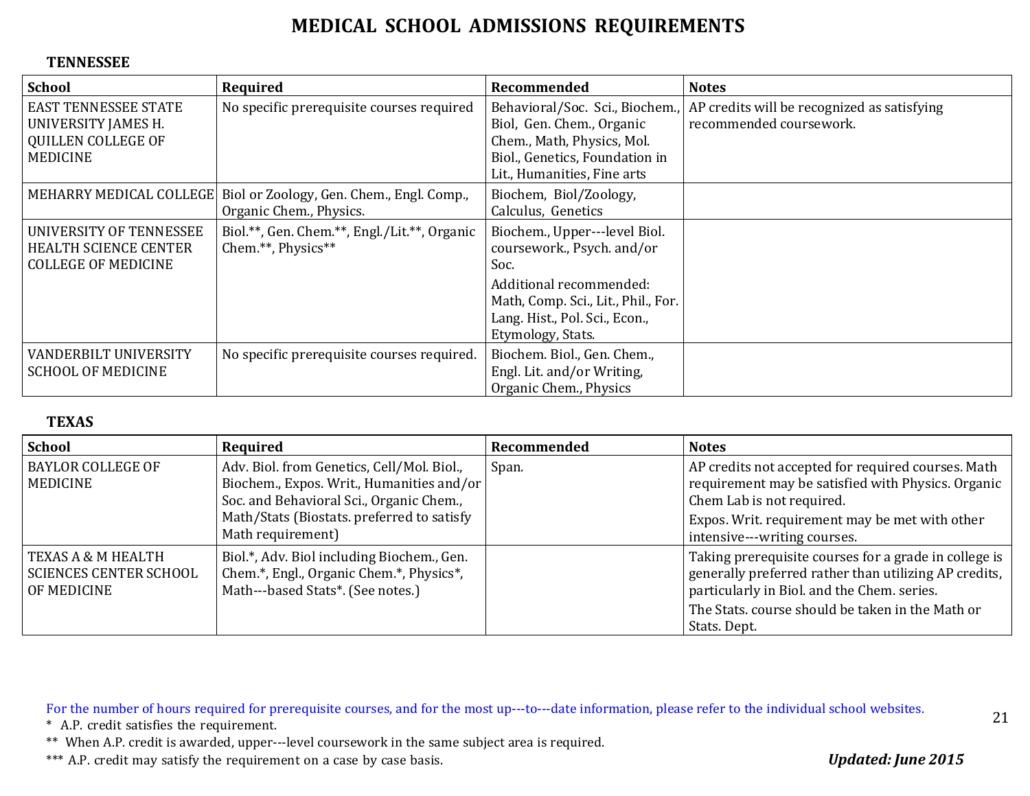# MEDICAL SCHOOL ADMISSIONS REQUIREMENTS

## TENNESSEE

| School | Required | Recommended | Notes |
|---|---|---|---|
| EAST TENNESSEE STATE UNIVERSITY JAMES H. QUILLEN COLLEGE OF MEDICINE | No specific prerequisite courses required | Behavioral/Soc. Sci., Biochem., Biol, Gen. Chem., Organic Chem., Math, Physics, Mol. Biol., Genetics, Foundation in Lit., Humanities, Fine arts | AP credits will be recognized as satisfying recommended coursework. |
| MEHARRY MEDICAL COLLEGE | Biol or Zoology, Gen. Chem., Engl. Comp., Organic Chem., Physics. | Biochem, Biol/Zoology, Calculus, Genetics | |
| UNIVERSITY OF TENNESSEE HEALTH SCIENCE CENTER COLLEGE OF MEDICINE | Biol.**, Gen. Chem.**, Engl./Lit.**, Organic Chem.**, Physics** | Biochem., Upper---level Biol. coursework., Psych. and/or Soc.<br>Additional recommended: Math, Comp. Sci., Lit., Phil., For. Lang. Hist., Pol. Sci., Econ., Etymology, Stats. | |
| VANDERBILT UNIVERSITY SCHOOL OF MEDICINE | No specific prerequisite courses required. | Biochem. Biol., Gen. Chem., Engl. Lit. and/or Writing, Organic Chem., Physics | |

## TEXAS

| School | Required | Recommended | Notes |
|---|---|---|---|
| BAYLOR COLLEGE OF MEDICINE | Adv. Biol. from Genetics, Cell/Mol. Biol., Biochem., Expos. Writ., Humanities and/or Soc. and Behavioral Sci., Organic Chem., Math/Stats (Biostats. preferred to satisfy Math requirement) | Span. | AP credits not accepted for required courses. Math requirement may be satisfied with Physics. Organic Chem Lab is not required.<br>Expos. Writ. requirement may be met with other intensive---writing courses. |
| TEXAS A & M HEALTH SCIENCES CENTER SCHOOL OF MEDICINE | Biol.*, Adv. Biol including Biochem., Gen. Chem.*, Engl., Organic Chem.*, Physics*, Math---based Stats*. (See notes.) | | Taking prerequisite courses for a grade in college is generally preferred rather than utilizing AP credits, particularly in Biol. and the Chem. series.<br>The Stats. course should be taken in the Math or Stats. Dept. |

For the number of hours required for prerequisite courses, and for the most up---to---date information, please refer to the individual school websites.

\* A.P. credit satisfies the requirement.

** When A.P. credit is awarded, upper---level coursework in the same subject area is required.

*** A.P. credit may satisfy the requirement on a case by case basis.

***Updated: June 2015***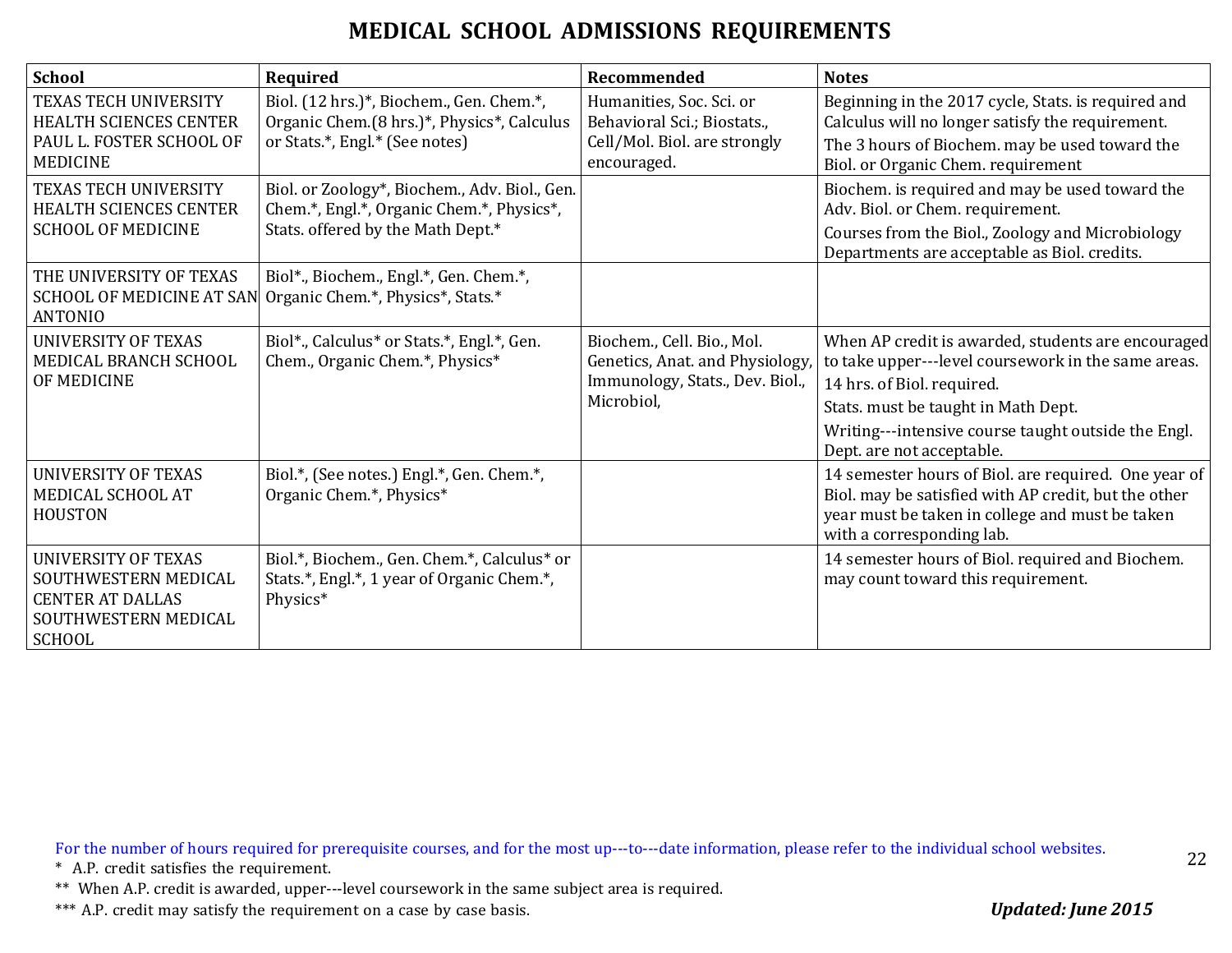# MEDICAL SCHOOL ADMISSIONS REQUIREMENTS

| School | Required | Recommended | Notes |
|---|---|---|---|
| TEXAS TECH UNIVERSITY HEALTH SCIENCES CENTER PAUL L. FOSTER SCHOOL OF MEDICINE | Biol. (12 hrs.)*, Biochem., Gen. Chem.*, Organic Chem.(8 hrs.)*, Physics*, Calculus or Stats.*, Engl.* (See notes) | Humanities, Soc. Sci. or Behavioral Sci.; Biostats., Cell/Mol. Biol. are strongly encouraged. | Beginning in the 2017 cycle, Stats. is required and Calculus will no longer satisfy the requirement. The 3 hours of Biochem. may be used toward the Biol. or Organic Chem. requirement |
| TEXAS TECH UNIVERSITY HEALTH SCIENCES CENTER SCHOOL OF MEDICINE | Biol. or Zoology*, Biochem., Adv. Biol., Gen. Chem.*, Engl.*, Organic Chem.*, Physics*, Stats. offered by the Math Dept.* | | Biochem. is required and may be used toward the Adv. Biol. or Chem. requirement. Courses from the Biol., Zoology and Microbiology Departments are acceptable as Biol. credits. |
| THE UNIVERSITY OF TEXAS SCHOOL OF MEDICINE AT SAN ANTONIO | Biol*., Biochem., Engl.*, Gen. Chem.*, Organic Chem.*, Physics*, Stats.* | | |
| UNIVERSITY OF TEXAS MEDICAL BRANCH SCHOOL OF MEDICINE | Biol*., Calculus* or Stats.*, Engl.*, Gen. Chem., Organic Chem.*, Physics* | Biochem., Cell. Bio., Mol. Genetics, Anat. and Physiology, Immunology, Stats., Dev. Biol., Microbiol, | When AP credit is awarded, students are encouraged to take upper---level coursework in the same areas. 14 hrs. of Biol. required. Stats. must be taught in Math Dept. Writing---intensive course taught outside the Engl. Dept. are not acceptable. |
| UNIVERSITY OF TEXAS MEDICAL SCHOOL AT HOUSTON | Biol.*, (See notes.) Engl.*, Gen. Chem.*, Organic Chem.*, Physics* | | 14 semester hours of Biol. are required. One year of Biol. may be satisfied with AP credit, but the other year must be taken in college and must be taken with a corresponding lab. |
| UNIVERSITY OF TEXAS SOUTHWESTERN MEDICAL CENTER AT DALLAS SOUTHWESTERN MEDICAL SCHOOL | Biol.*, Biochem., Gen. Chem.*, Calculus* or Stats.*, Engl.*, 1 year of Organic Chem.*, Physics* | | 14 semester hours of Biol. required and Biochem. may count toward this requirement. |

For the number of hours required for prerequisite courses, and for the most up---to---date information, please refer to the individual school websites.

\* A.P. credit satisfies the requirement.

\** When A.P. credit is awarded, upper---level coursework in the same subject area is required.

\*** A.P. credit may satisfy the requirement on a case by case basis.

***Updated: June 2015***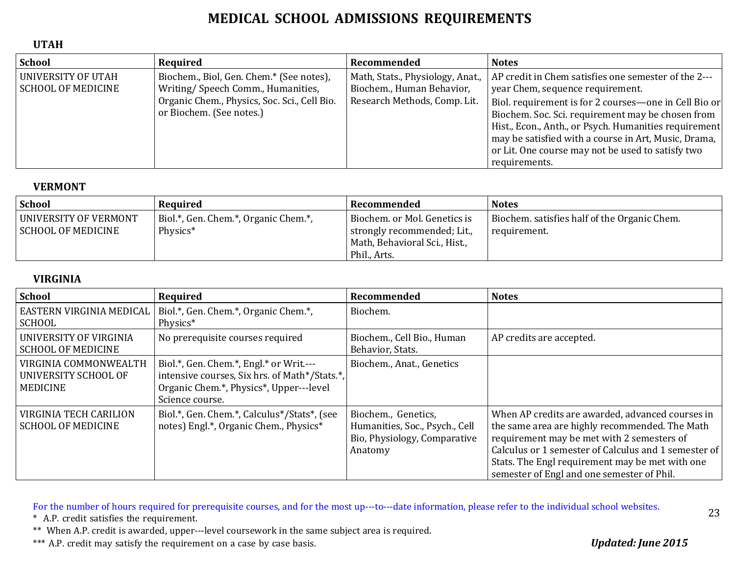# MEDICAL SCHOOL ADMISSIONS REQUIREMENTS

## UTAH

| School | Required | Recommended | Notes |
|---|---|---|---|
| UNIVERSITY OF UTAH SCHOOL OF MEDICINE | Biochem., Biol, Gen. Chem.* (See notes), Writing/ Speech Comm., Humanities, Organic Chem., Physics, Soc. Sci., Cell Bio. or Biochem. (See notes.) | Math, Stats., Physiology, Anat., Biochem., Human Behavior, Research Methods, Comp. Lit. | AP credit in Chem satisfies one semester of the 2---year Chem, sequence requirement. Biol. requirement is for 2 courses—one in Cell Bio or Biochem. Soc. Sci. requirement may be chosen from Hist., Econ., Anth., or Psych. Humanities requirement may be satisfied with a course in Art, Music, Drama, or Lit. One course may not be used to satisfy two requirements. |

## VERMONT

| School | Required | Recommended | Notes |
|---|---|---|---|
| UNIVERSITY OF VERMONT SCHOOL OF MEDICINE | Biol.*, Gen. Chem.*, Organic Chem.*, Physics* | Biochem. or Mol. Genetics is strongly recommended; Lit., Math, Behavioral Sci., Hist., Phil., Arts. | Biochem. satisfies half of the Organic Chem. requirement. |

## VIRGINIA

| School | Required | Recommended | Notes |
|---|---|---|---|
| EASTERN VIRGINIA MEDICAL SCHOOL | Biol.*, Gen. Chem.*, Organic Chem.*, Physics* | Biochem. | |
| UNIVERSITY OF VIRGINIA SCHOOL OF MEDICINE | No prerequisite courses required | Biochem., Cell Bio., Human Behavior, Stats. | AP credits are accepted. |
| VIRGINIA COMMONWEALTH UNIVERSITY SCHOOL OF MEDICINE | Biol.*, Gen. Chem.*, Engl.* or Writ.---intensive courses, Six hrs. of Math*/Stats.*, Organic Chem.*, Physics*, Upper---level Science course. | Biochem., Anat., Genetics | |
| VIRGINIA TECH CARILION SCHOOL OF MEDICINE | Biol.*, Gen. Chem.*, Calculus*/Stats*, (see notes) Engl.*, Organic Chem., Physics* | Biochem., Genetics, Humanities, Soc., Psych., Cell Bio, Physiology, Comparative Anatomy | When AP credits are awarded, advanced courses in the same area are highly recommended. The Math requirement may be met with 2 semesters of Calculus or 1 semester of Calculus and 1 semester of Stats. The Engl requirement may be met with one semester of Engl and one semester of Phil. |

For the number of hours required for prerequisite courses, and for the most up---to---date information, please refer to the individual school websites.

\* A.P. credit satisfies the requirement.

\*\* When A.P. credit is awarded, upper---level coursework in the same subject area is required.

\*\*\* A.P. credit may satisfy the requirement on a case by case basis.

***Updated: June 2015***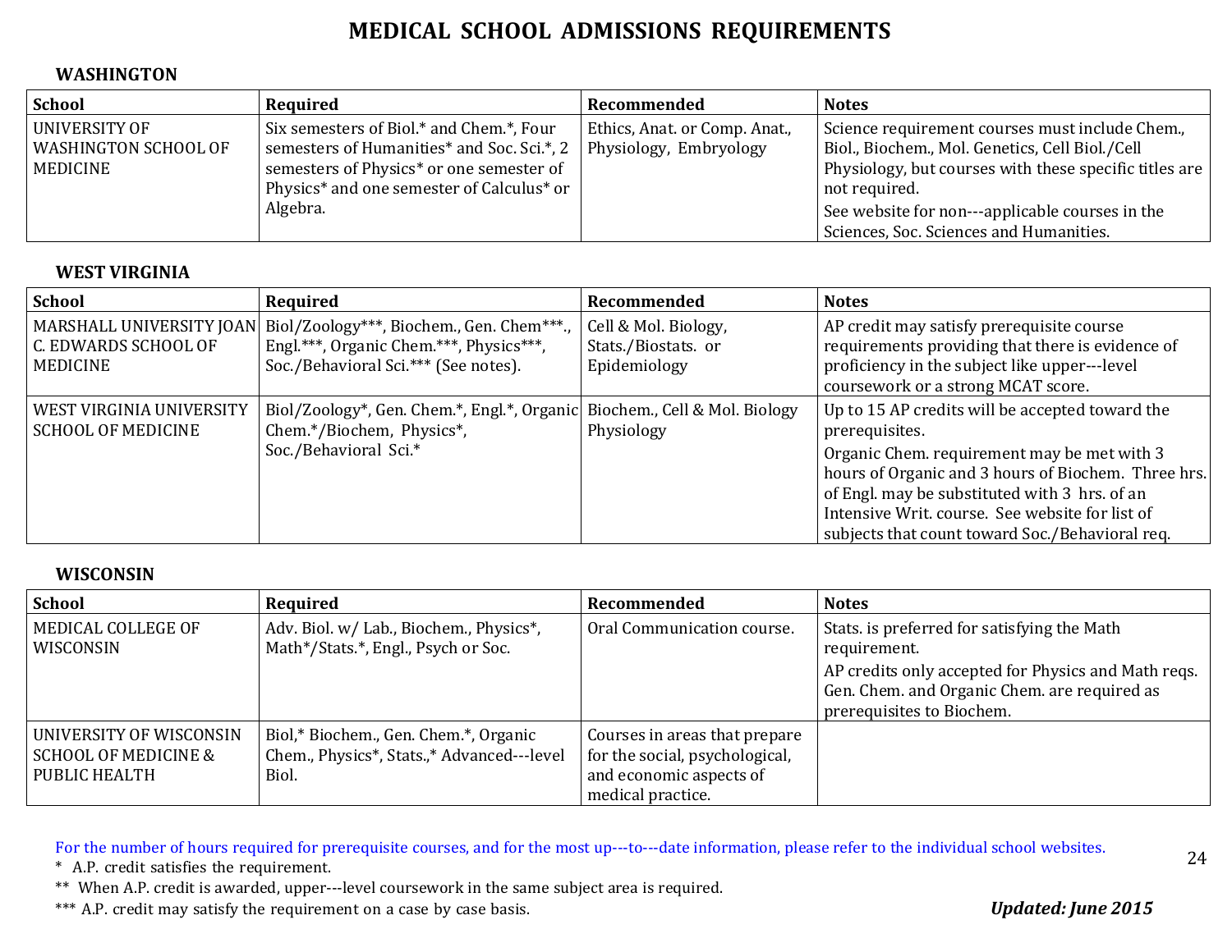# MEDICAL SCHOOL ADMISSIONS REQUIREMENTS

## WASHINGTON

| School | Required | Recommended | Notes |
|---|---|---|---|
| UNIVERSITY OF WASHINGTON SCHOOL OF MEDICINE | Six semesters of Biol.* and Chem.*, Four semesters of Humanities* and Soc. Sci.*, 2 semesters of Physics* or one semester of Physics* and one semester of Calculus* or Algebra. | Ethics, Anat. or Comp. Anat., Physiology, Embryology | Science requirement courses must include Chem., Biol., Biochem., Mol. Genetics, Cell Biol./Cell Physiology, but courses with these specific titles are not required. See website for non---applicable courses in the Sciences, Soc. Sciences and Humanities. |

## WEST VIRGINIA

| School | Required | Recommended | Notes |
|---|---|---|---|
| MARSHALL UNIVERSITY JOAN C. EDWARDS SCHOOL OF MEDICINE | Biol/Zoology***, Biochem., Gen. Chem***., Engl.***, Organic Chem.***, Physics***, Soc./Behavioral Sci.*** (See notes). | Cell & Mol. Biology, Stats./Biostats. or Epidemiology | AP credit may satisfy prerequisite course requirements providing that there is evidence of proficiency in the subject like upper---level coursework or a strong MCAT score. |
| WEST VIRGINIA UNIVERSITY SCHOOL OF MEDICINE | Biol/Zoology*, Gen. Chem.*, Engl.*, Organic Chem.*/Biochem, Physics*, Soc./Behavioral Sci.* | Biochem., Cell & Mol. Biology Physiology | Up to 15 AP credits will be accepted toward the prerequisites. Organic Chem. requirement may be met with 3 hours of Organic and 3 hours of Biochem. Three hrs. of Engl. may be substituted with 3 hrs. of an Intensive Writ. course. See website for list of subjects that count toward Soc./Behavioral req. |

## WISCONSIN

| School | Required | Recommended | Notes |
|---|---|---|---|
| MEDICAL COLLEGE OF WISCONSIN | Adv. Biol. w/ Lab., Biochem., Physics*, Math*/Stats.*, Engl., Psych or Soc. | Oral Communication course. | Stats. is preferred for satisfying the Math requirement. AP credits only accepted for Physics and Math reqs. Gen. Chem. and Organic Chem. are required as prerequisites to Biochem. |
| UNIVERSITY OF WISCONSIN SCHOOL OF MEDICINE & PUBLIC HEALTH | Biol,* Biochem., Gen. Chem.*, Organic Chem., Physics*, Stats.,* Advanced---level Biol. | Courses in areas that prepare for the social, psychological, and economic aspects of medical practice. | |

For the number of hours required for prerequisite courses, and for the most up---to---date information, please refer to the individual school websites.

\* A.P. credit satisfies the requirement.

\*\* When A.P. credit is awarded, upper---level coursework in the same subject area is required.

\*\*\* A.P. credit may satisfy the requirement on a case by case basis.

***Updated: June 2015***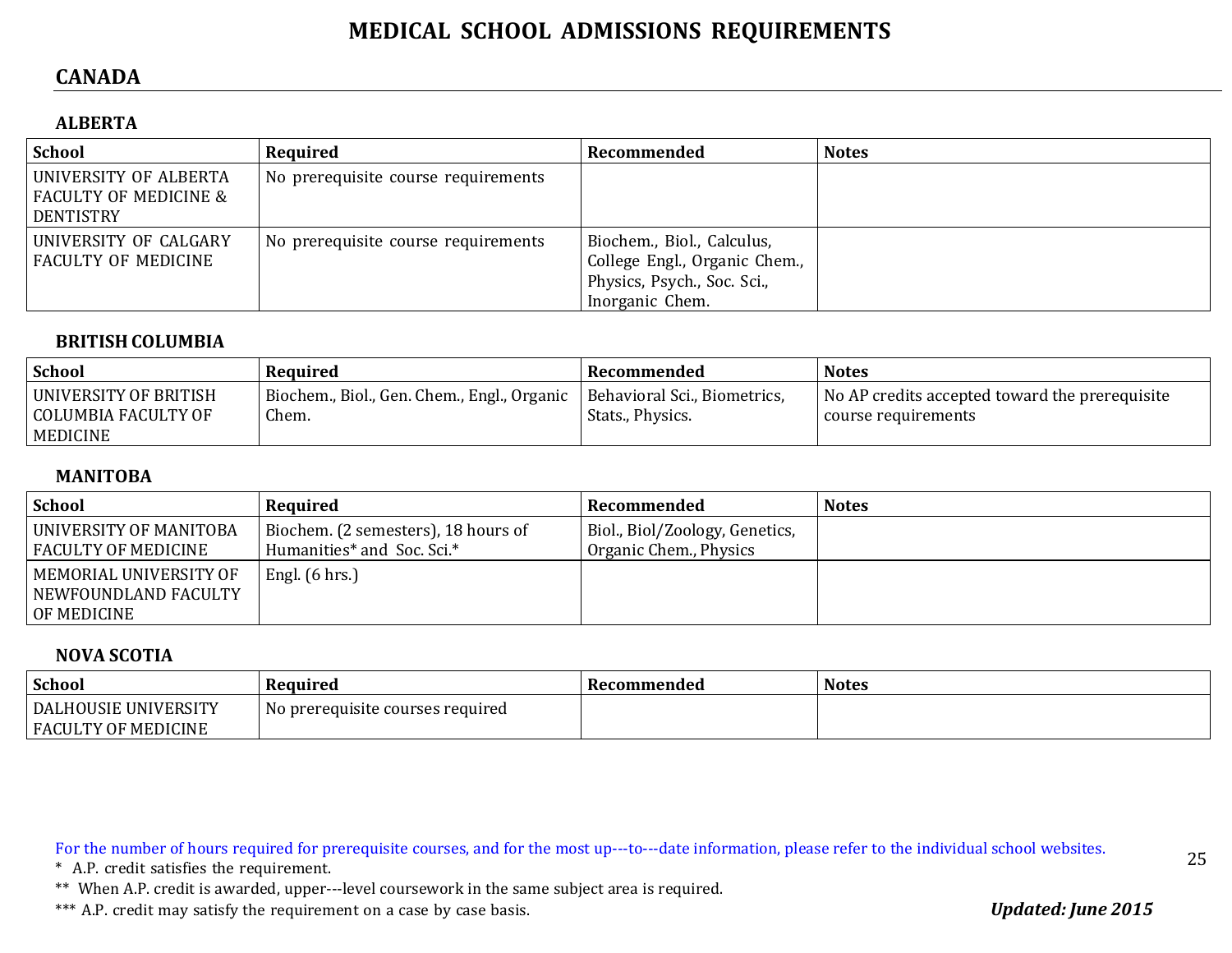# MEDICAL SCHOOL ADMISSIONS REQUIREMENTS

## CANADA

### ALBERTA

| School | Required | Recommended | Notes |
|---|---|---|---|
| UNIVERSITY OF ALBERTA FACULTY OF MEDICINE & DENTISTRY | No prerequisite course requirements | | |
| UNIVERSITY OF CALGARY FACULTY OF MEDICINE | No prerequisite course requirements | Biochem., Biol., Calculus, College Engl., Organic Chem., Physics, Psych., Soc. Sci., Inorganic Chem. | |

### BRITISH COLUMBIA

| School | Required | Recommended | Notes |
|---|---|---|---|
| UNIVERSITY OF BRITISH COLUMBIA FACULTY OF MEDICINE | Biochem., Biol., Gen. Chem., Engl., Organic Chem. | Behavioral Sci., Biometrics, Stats., Physics. | No AP credits accepted toward the prerequisite course requirements |

### MANITOBA

| School | Required | Recommended | Notes |
|---|---|---|---|
| UNIVERSITY OF MANITOBA FACULTY OF MEDICINE | Biochem. (2 semesters), 18 hours of Humanities* and Soc. Sci.* | Biol., Biol/Zoology, Genetics, Organic Chem., Physics | |
| MEMORIAL UNIVERSITY OF NEWFOUNDLAND FACULTY OF MEDICINE | Engl. (6 hrs.) | | |

### NOVA SCOTIA

| School | Required | Recommended | Notes |
|---|---|---|---|
| DALHOUSIE UNIVERSITY FACULTY OF MEDICINE | No prerequisite courses required | | |

For the number of hours required for prerequisite courses, and for the most up-to-date information, please refer to the individual school websites.

\* A.P. credit satisfies the requirement.

\*\* When A.P. credit is awarded, upper-level coursework in the same subject area is required.

\*\*\* A.P. credit may satisfy the requirement on a case by case basis.

***Updated: June 2015***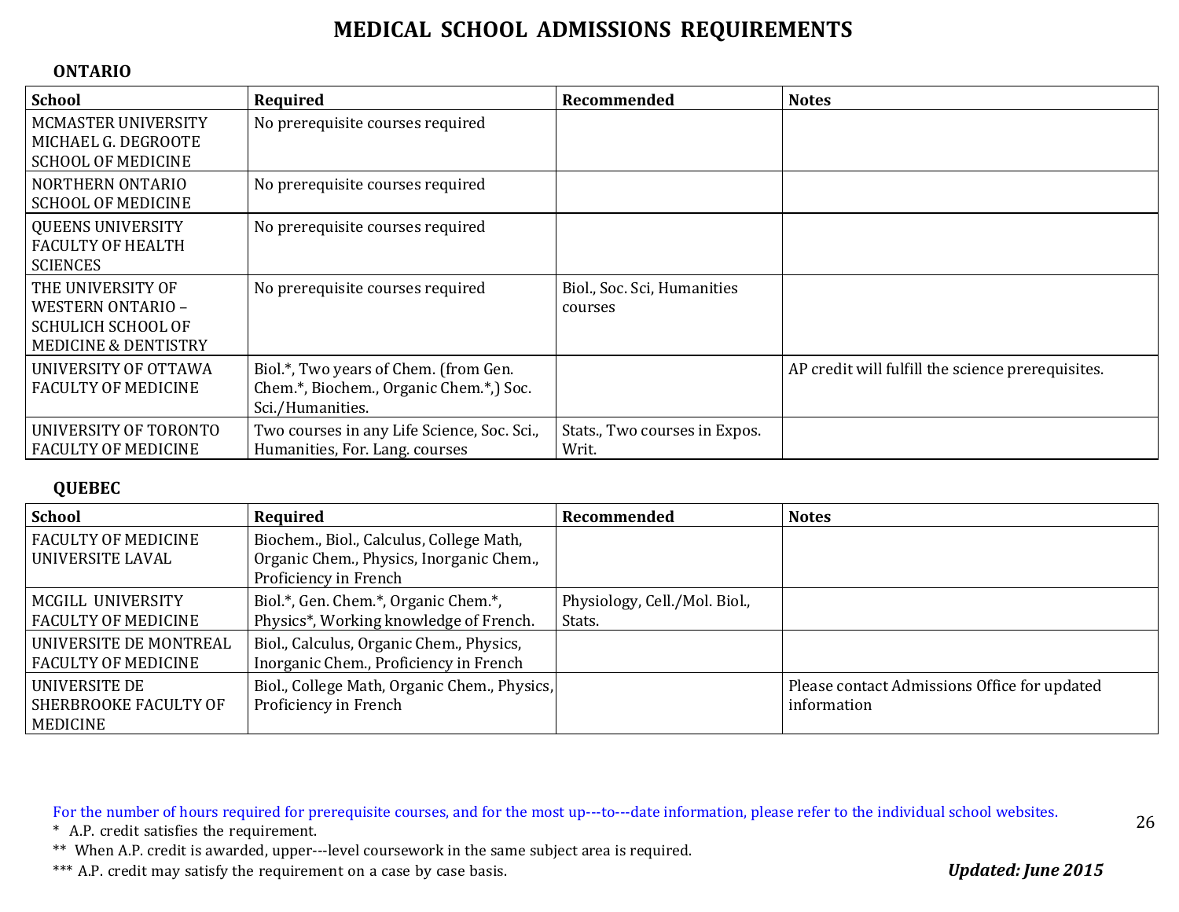# MEDICAL SCHOOL ADMISSIONS REQUIREMENTS

## ONTARIO

| School | Required | Recommended | Notes |
|---|---|---|---|
| MCMASTER UNIVERSITY MICHAEL G. DEGROOTE SCHOOL OF MEDICINE | No prerequisite courses required | | |
| NORTHERN ONTARIO SCHOOL OF MEDICINE | No prerequisite courses required | | |
| QUEENS UNIVERSITY FACULTY OF HEALTH SCIENCES | No prerequisite courses required | | |
| THE UNIVERSITY OF WESTERN ONTARIO – SCHULICH SCHOOL OF MEDICINE & DENTISTRY | No prerequisite courses required | Biol., Soc. Sci, Humanities courses | |
| UNIVERSITY OF OTTAWA FACULTY OF MEDICINE | Biol.*, Two years of Chem. (from Gen. Chem.*, Biochem., Organic Chem.*,) Soc. Sci./Humanities. | | AP credit will fulfill the science prerequisites. |
| UNIVERSITY OF TORONTO FACULTY OF MEDICINE | Two courses in any Life Science, Soc. Sci., Humanities, For. Lang. courses | Stats., Two courses in Expos. Writ. | |

## QUEBEC

| School | Required | Recommended | Notes |
|---|---|---|---|
| FACULTY OF MEDICINE UNIVERSITE LAVAL | Biochem., Biol., Calculus, College Math, Organic Chem., Physics, Inorganic Chem., Proficiency in French | | |
| MCGILL UNIVERSITY FACULTY OF MEDICINE | Biol.*, Gen. Chem.*, Organic Chem.*, Physics*, Working knowledge of French. | Physiology, Cell./Mol. Biol., Stats. | |
| UNIVERSITE DE MONTREAL FACULTY OF MEDICINE | Biol., Calculus, Organic Chem., Physics, Inorganic Chem., Proficiency in French | | |
| UNIVERSITE DE SHERBROOKE FACULTY OF MEDICINE | Biol., College Math, Organic Chem., Physics, Proficiency in French | | Please contact Admissions Office for updated information |

For the number of hours required for prerequisite courses, and for the most up---to---date information, please refer to the individual school websites.

\* A.P. credit satisfies the requirement.

** When A.P. credit is awarded, upper---level coursework in the same subject area is required.

*** A.P. credit may satisfy the requirement on a case by case basis.

***Updated: June 2015***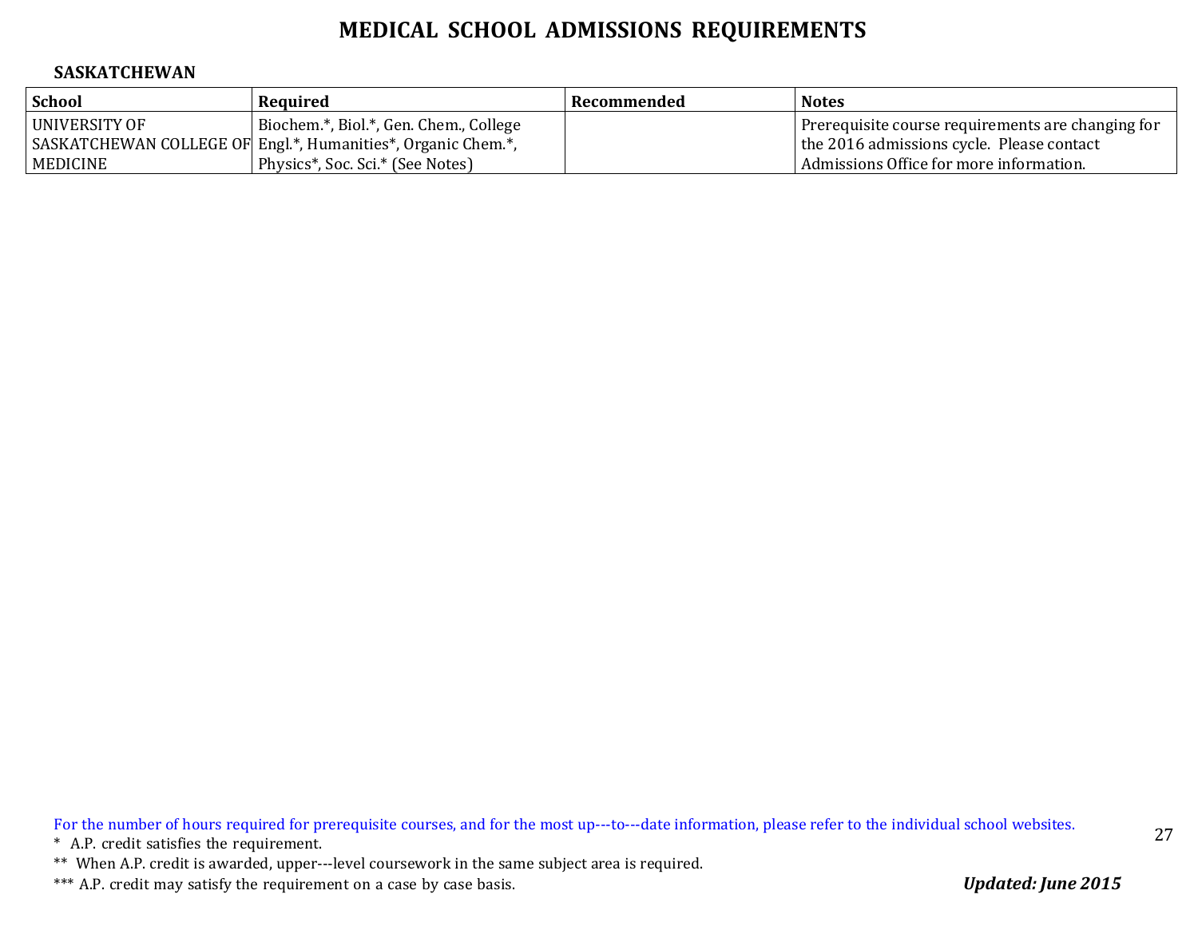# MEDICAL SCHOOL ADMISSIONS REQUIREMENTS

## SASKATCHEWAN

| School | Required | Recommended | Notes |
|---|---|---|---|
| UNIVERSITY OF SASKATCHEWAN COLLEGE OF MEDICINE | Biochem.*, Biol.*, Gen. Chem., College Engl.*, Humanities*, Organic Chem.*, Physics*, Soc. Sci.* (See Notes) | | Prerequisite course requirements are changing for the 2016 admissions cycle. Please contact Admissions Office for more information. |

For the number of hours required for prerequisite courses, and for the most up---to---date information, please refer to the individual school websites.

\* A.P. credit satisfies the requirement.

** When A.P. credit is awarded, upper---level coursework in the same subject area is required.

*** A.P. credit may satisfy the requirement on a case by case basis.

***Updated: June 2015***